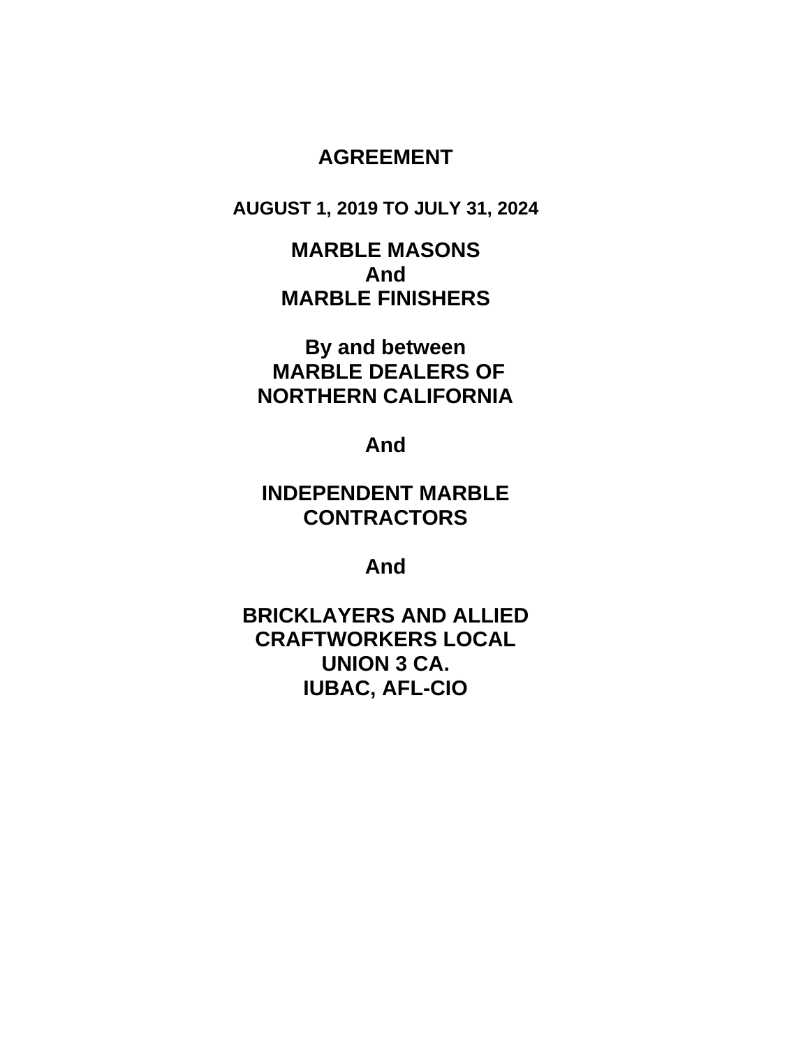# AGREEMENT

**AUGUST 1, 2019 TO JULY 31, 2024**

**MARBLE MASONS**
**And**
**MARBLE FINISHERS**

**By and between**
**MARBLE DEALERS OF**
**NORTHERN CALIFORNIA**

**And**

**INDEPENDENT MARBLE**
**CONTRACTORS**

**And**

**BRICKLAYERS AND ALLIED**
**CRAFTWORKERS LOCAL**
**UNION 3 CA.**
**IUBAC, AFL-CIO**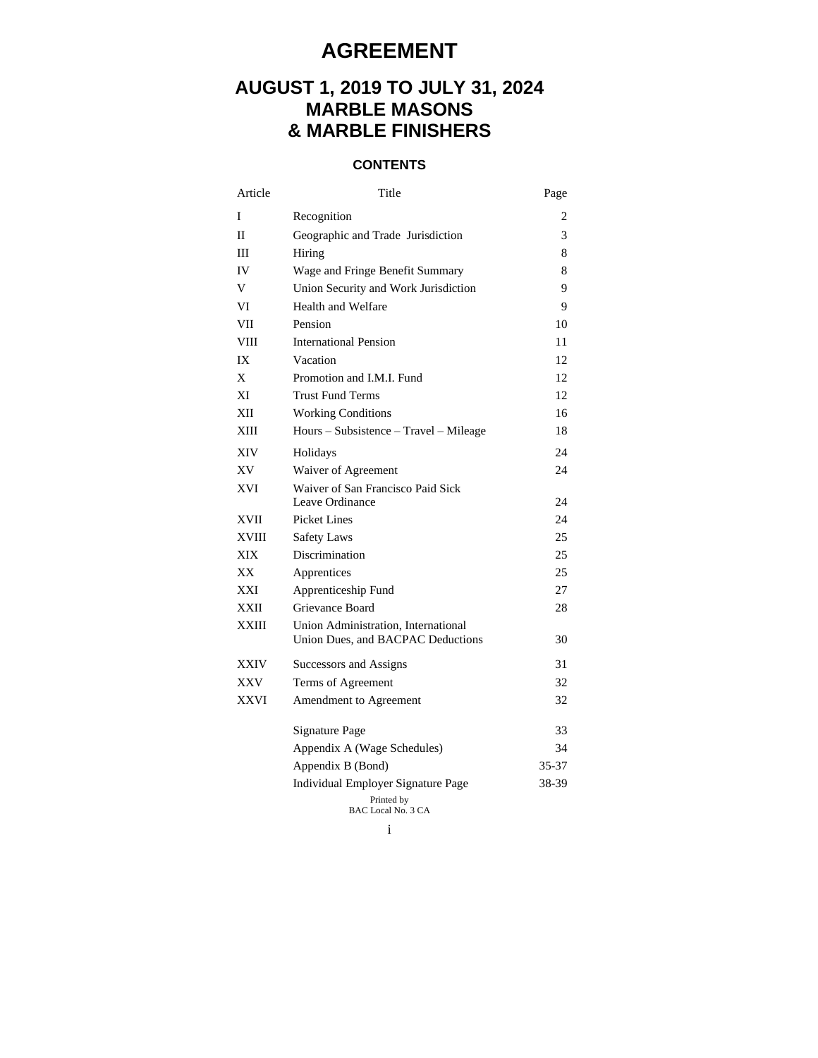# AGREEMENT

## AUGUST 1, 2019 TO JULY 31, 2024
## MARBLE MASONS
## & MARBLE FINISHERS

### CONTENTS

| Article | Title | Page |
|---|---|---|
| I | Recognition | 2 |
| II | Geographic and Trade Jurisdiction | 3 |
| III | Hiring | 8 |
| IV | Wage and Fringe Benefit Summary | 8 |
| V | Union Security and Work Jurisdiction | 9 |
| VI | Health and Welfare | 9 |
| VII | Pension | 10 |
| VIII | International Pension | 11 |
| IX | Vacation | 12 |
| X | Promotion and I.M.I. Fund | 12 |
| XI | Trust Fund Terms | 12 |
| XII | Working Conditions | 16 |
| XIII | Hours – Subsistence – Travel – Mileage | 18 |
| XIV | Holidays | 24 |
| XV | Waiver of Agreement | 24 |
| XVI | Waiver of San Francisco Paid Sick Leave Ordinance | 24 |
| XVII | Picket Lines | 24 |
| XVIII | Safety Laws | 25 |
| XIX | Discrimination | 25 |
| XX | Apprentices | 25 |
| XXI | Apprenticeship Fund | 27 |
| XXII | Grievance Board | 28 |
| XXIII | Union Administration, International Union Dues, and BACPAC Deductions | 30 |
| XXIV | Successors and Assigns | 31 |
| XXV | Terms of Agreement | 32 |
| XXVI | Amendment to Agreement | 32 |
| | Signature Page | 33 |
| | Appendix A (Wage Schedules) | 34 |
| | Appendix B (Bond) | 35-37 |
| | Individual Employer Signature Page | 38-39 |

Printed by
BAC Local No. 3 CA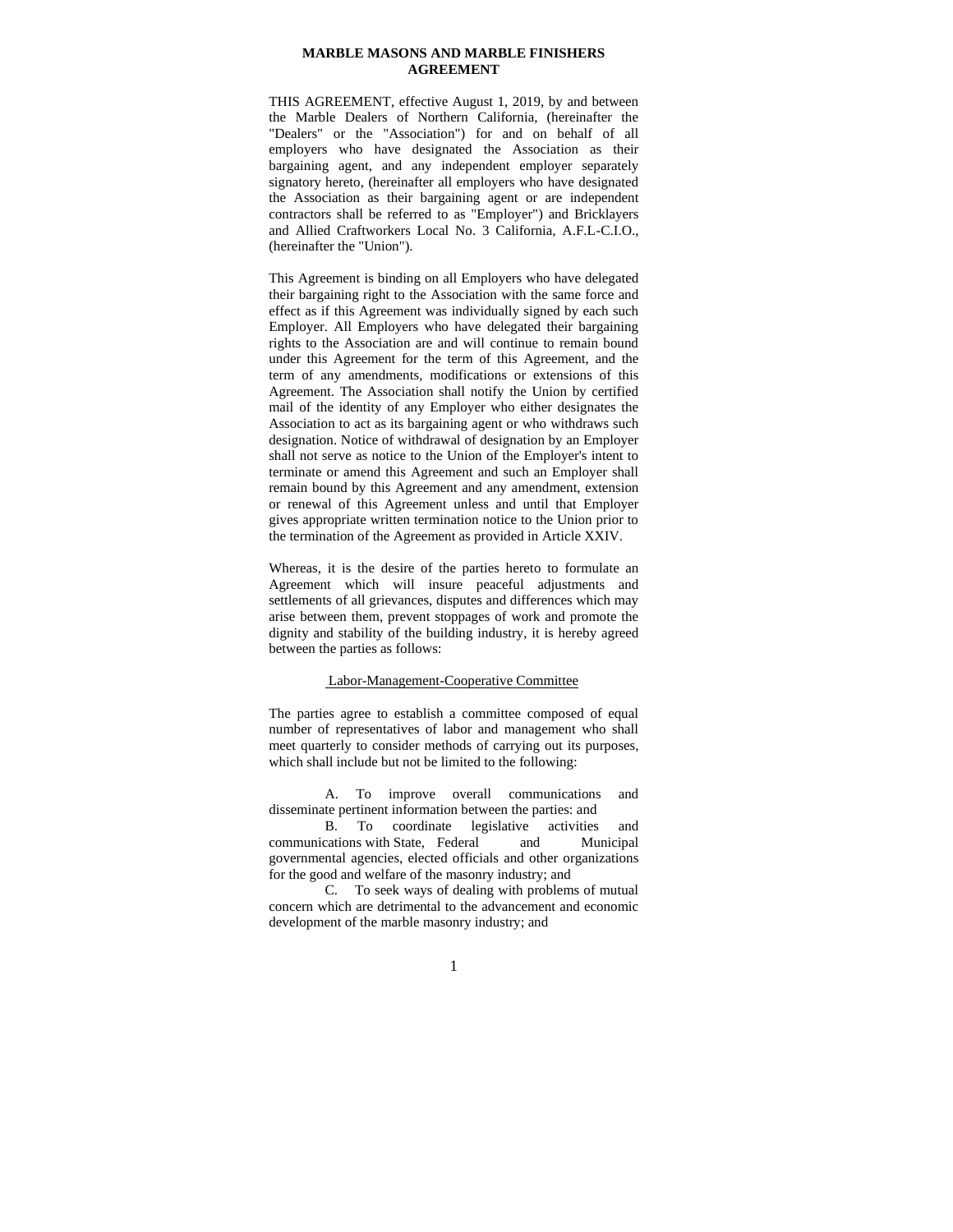# MARBLE MASONS AND MARBLE FINISHERS AGREEMENT

THIS AGREEMENT, effective August 1, 2019, by and between the Marble Dealers of Northern California, (hereinafter the "Dealers" or the "Association") for and on behalf of all employers who have designated the Association as their bargaining agent, and any independent employer separately signatory hereto, (hereinafter all employers who have designated the Association as their bargaining agent or are independent contractors shall be referred to as "Employer") and Bricklayers and Allied Craftworkers Local No. 3 California, A.F.L-C.I.O., (hereinafter the "Union").

This Agreement is binding on all Employers who have delegated their bargaining right to the Association with the same force and effect as if this Agreement was individually signed by each such Employer. All Employers who have delegated their bargaining rights to the Association are and will continue to remain bound under this Agreement for the term of this Agreement, and the term of any amendments, modifications or extensions of this Agreement. The Association shall notify the Union by certified mail of the identity of any Employer who either designates the Association to act as its bargaining agent or who withdraws such designation. Notice of withdrawal of designation by an Employer shall not serve as notice to the Union of the Employer's intent to terminate or amend this Agreement and such an Employer shall remain bound by this Agreement and any amendment, extension or renewal of this Agreement unless and until that Employer gives appropriate written termination notice to the Union prior to the termination of the Agreement as provided in Article XXIV.

Whereas, it is the desire of the parties hereto to formulate an Agreement which will insure peaceful adjustments and settlements of all grievances, disputes and differences which may arise between them, prevent stoppages of work and promote the dignity and stability of the building industry, it is hereby agreed between the parties as follows:

## Labor-Management-Cooperative Committee

The parties agree to establish a committee composed of equal number of representatives of labor and management who shall meet quarterly to consider methods of carrying out its purposes, which shall include but not be limited to the following:

A. To improve overall communications and disseminate pertinent information between the parties: and

B. To coordinate legislative activities and communications with State, Federal and Municipal governmental agencies, elected officials and other organizations for the good and welfare of the masonry industry; and

C. To seek ways of dealing with problems of mutual concern which are detrimental to the advancement and economic development of the marble masonry industry; and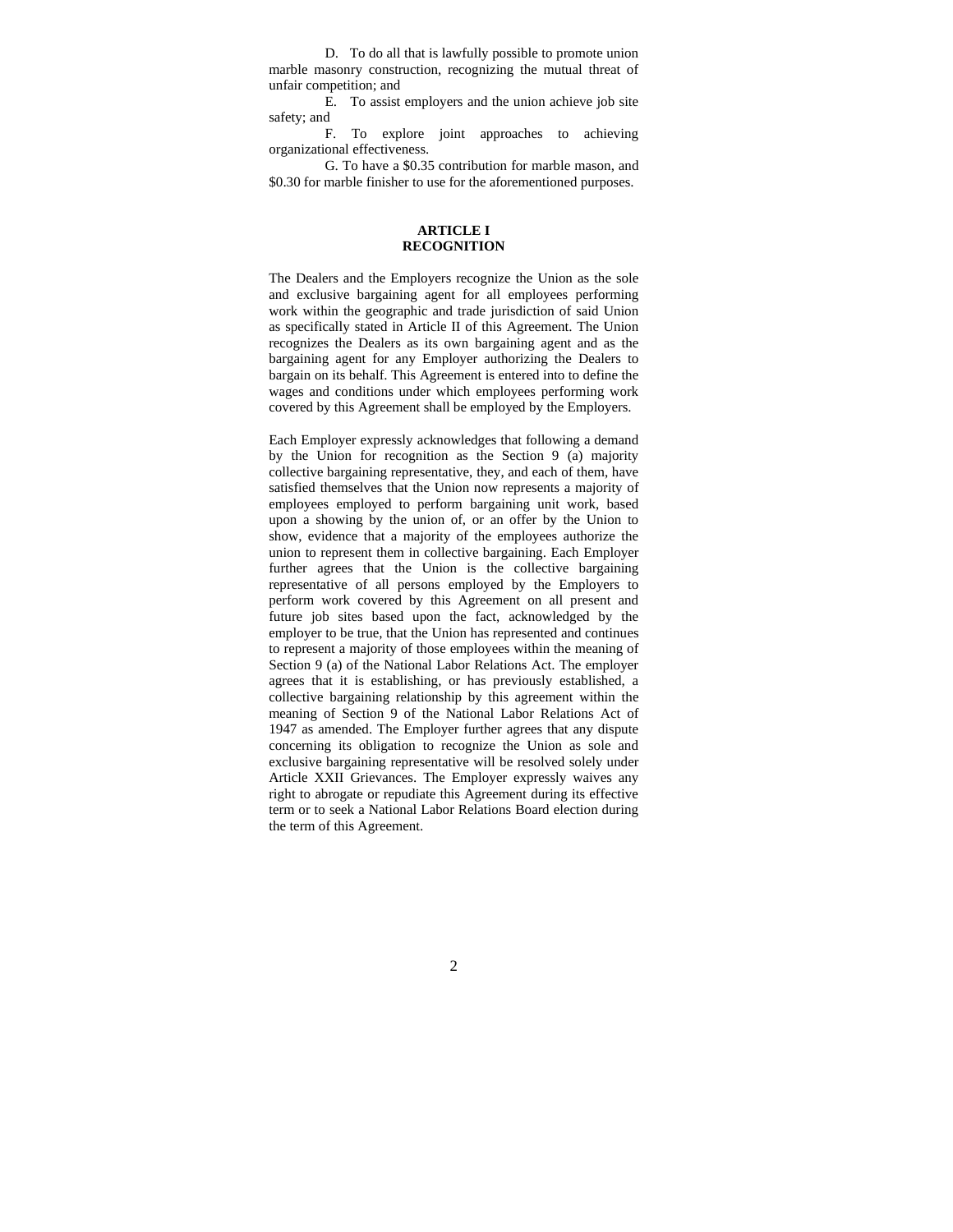D. To do all that is lawfully possible to promote union marble masonry construction, recognizing the mutual threat of unfair competition; and

E. To assist employers and the union achieve job site safety; and

F. To explore joint approaches to achieving organizational effectiveness.

G. To have a $0.35 contribution for marble mason, and $0.30 for marble finisher to use for the aforementioned purposes.

## ARTICLE I
## RECOGNITION

The Dealers and the Employers recognize the Union as the sole and exclusive bargaining agent for all employees performing work within the geographic and trade jurisdiction of said Union as specifically stated in Article II of this Agreement. The Union recognizes the Dealers as its own bargaining agent and as the bargaining agent for any Employer authorizing the Dealers to bargain on its behalf. This Agreement is entered into to define the wages and conditions under which employees performing work covered by this Agreement shall be employed by the Employers.

Each Employer expressly acknowledges that following a demand by the Union for recognition as the Section 9 (a) majority collective bargaining representative, they, and each of them, have satisfied themselves that the Union now represents a majority of employees employed to perform bargaining unit work, based upon a showing by the union of, or an offer by the Union to show, evidence that a majority of the employees authorize the union to represent them in collective bargaining. Each Employer further agrees that the Union is the collective bargaining representative of all persons employed by the Employers to perform work covered by this Agreement on all present and future job sites based upon the fact, acknowledged by the employer to be true, that the Union has represented and continues to represent a majority of those employees within the meaning of Section 9 (a) of the National Labor Relations Act. The employer agrees that it is establishing, or has previously established, a collective bargaining relationship by this agreement within the meaning of Section 9 of the National Labor Relations Act of 1947 as amended. The Employer further agrees that any dispute concerning its obligation to recognize the Union as sole and exclusive bargaining representative will be resolved solely under Article XXII Grievances. The Employer expressly waives any right to abrogate or repudiate this Agreement during its effective term or to seek a National Labor Relations Board election during the term of this Agreement.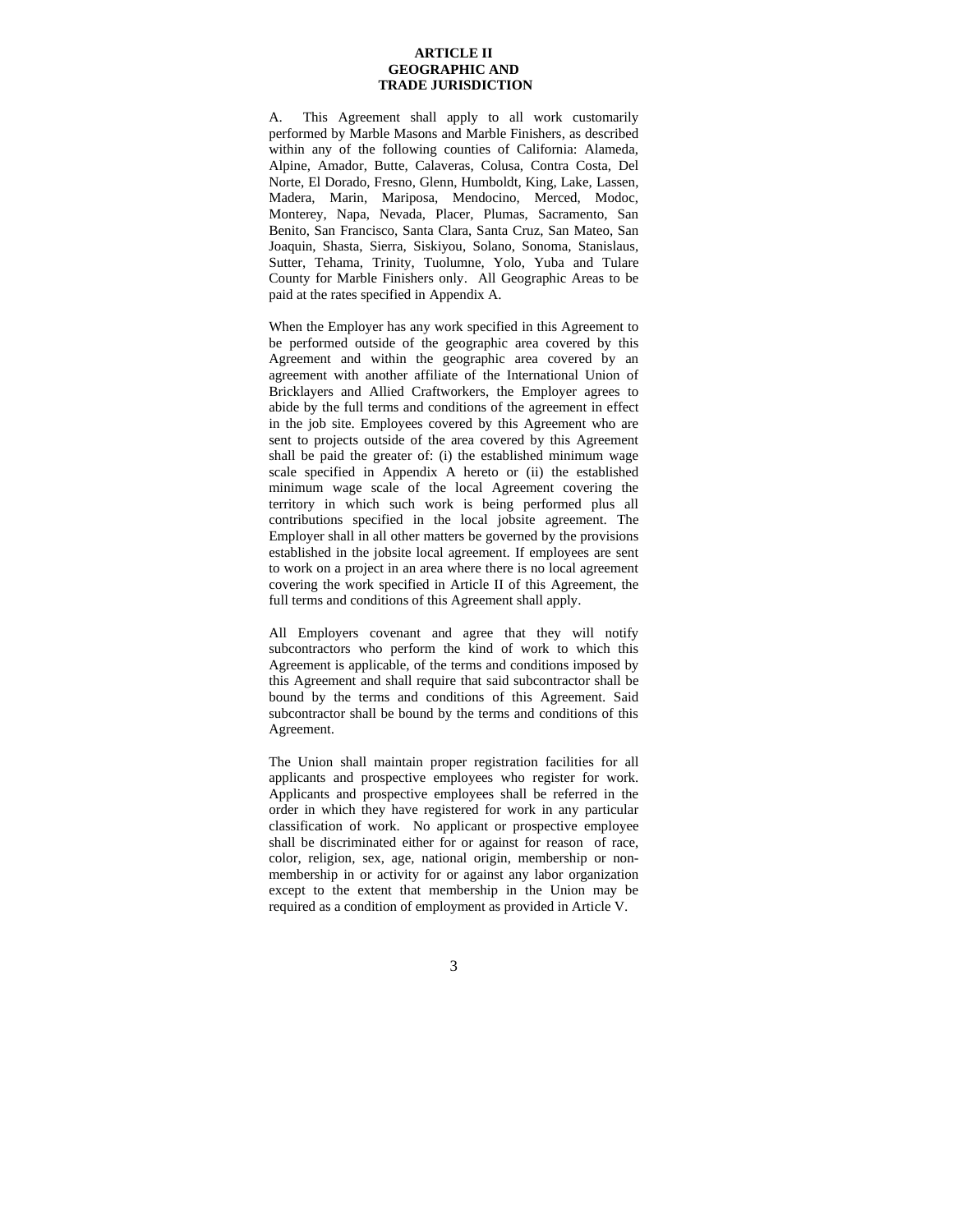## ARTICLE II
## GEOGRAPHIC AND TRADE JURISDICTION

A. This Agreement shall apply to all work customarily performed by Marble Masons and Marble Finishers, as described within any of the following counties of California: Alameda, Alpine, Amador, Butte, Calaveras, Colusa, Contra Costa, Del Norte, El Dorado, Fresno, Glenn, Humboldt, King, Lake, Lassen, Madera, Marin, Mariposa, Mendocino, Merced, Modoc, Monterey, Napa, Nevada, Placer, Plumas, Sacramento, San Benito, San Francisco, Santa Clara, Santa Cruz, San Mateo, San Joaquin, Shasta, Sierra, Siskiyou, Solano, Sonoma, Stanislaus, Sutter, Tehama, Trinity, Tuolumne, Yolo, Yuba and Tulare County for Marble Finishers only. All Geographic Areas to be paid at the rates specified in Appendix A.

When the Employer has any work specified in this Agreement to be performed outside of the geographic area covered by this Agreement and within the geographic area covered by an agreement with another affiliate of the International Union of Bricklayers and Allied Craftworkers, the Employer agrees to abide by the full terms and conditions of the agreement in effect in the job site. Employees covered by this Agreement who are sent to projects outside of the area covered by this Agreement shall be paid the greater of: (i) the established minimum wage scale specified in Appendix A hereto or (ii) the established minimum wage scale of the local Agreement covering the territory in which such work is being performed plus all contributions specified in the local jobsite agreement. The Employer shall in all other matters be governed by the provisions established in the jobsite local agreement. If employees are sent to work on a project in an area where there is no local agreement covering the work specified in Article II of this Agreement, the full terms and conditions of this Agreement shall apply.

All Employers covenant and agree that they will notify subcontractors who perform the kind of work to which this Agreement is applicable, of the terms and conditions imposed by this Agreement and shall require that said subcontractor shall be bound by the terms and conditions of this Agreement. Said subcontractor shall be bound by the terms and conditions of this Agreement.

The Union shall maintain proper registration facilities for all applicants and prospective employees who register for work. Applicants and prospective employees shall be referred in the order in which they have registered for work in any particular classification of work. No applicant or prospective employee shall be discriminated either for or against for reason of race, color, religion, sex, age, national origin, membership or non-membership in or activity for or against any labor organization except to the extent that membership in the Union may be required as a condition of employment as provided in Article V.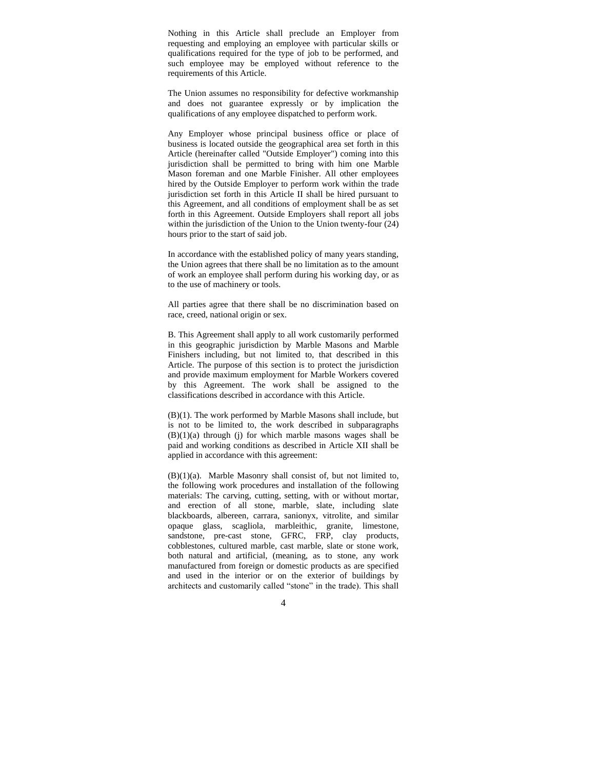Nothing in this Article shall preclude an Employer from requesting and employing an employee with particular skills or qualifications required for the type of job to be performed, and such employee may be employed without reference to the requirements of this Article.

The Union assumes no responsibility for defective workmanship and does not guarantee expressly or by implication the qualifications of any employee dispatched to perform work.

Any Employer whose principal business office or place of business is located outside the geographical area set forth in this Article (hereinafter called "Outside Employer") coming into this jurisdiction shall be permitted to bring with him one Marble Mason foreman and one Marble Finisher. All other employees hired by the Outside Employer to perform work within the trade jurisdiction set forth in this Article II shall be hired pursuant to this Agreement, and all conditions of employment shall be as set forth in this Agreement. Outside Employers shall report all jobs within the jurisdiction of the Union to the Union twenty-four (24) hours prior to the start of said job.

In accordance with the established policy of many years standing, the Union agrees that there shall be no limitation as to the amount of work an employee shall perform during his working day, or as to the use of machinery or tools.

All parties agree that there shall be no discrimination based on race, creed, national origin or sex.

B. This Agreement shall apply to all work customarily performed in this geographic jurisdiction by Marble Masons and Marble Finishers including, but not limited to, that described in this Article. The purpose of this section is to protect the jurisdiction and provide maximum employment for Marble Workers covered by this Agreement. The work shall be assigned to the classifications described in accordance with this Article.

(B)(1). The work performed by Marble Masons shall include, but is not to be limited to, the work described in subparagraphs (B)(1)(a) through (j) for which marble masons wages shall be paid and working conditions as described in Article XII shall be applied in accordance with this agreement:

(B)(1)(a). Marble Masonry shall consist of, but not limited to, the following work procedures and installation of the following materials: The carving, cutting, setting, with or without mortar, and erection of all stone, marble, slate, including slate blackboards, albereen, carrara, sanionyx, vitrolite, and similar opaque glass, scagliola, marbleithic, granite, limestone, sandstone, pre-cast stone, GFRC, FRP, clay products, cobblestones, cultured marble, cast marble, slate or stone work, both natural and artificial, (meaning, as to stone, any work manufactured from foreign or domestic products as are specified and used in the interior or on the exterior of buildings by architects and customarily called "stone" in the trade). This shall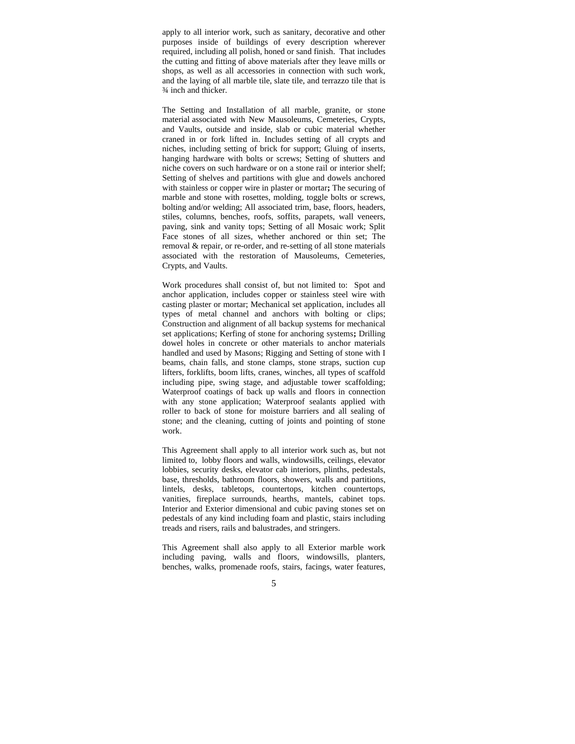apply to all interior work, such as sanitary, decorative and other purposes inside of buildings of every description wherever required, including all polish, honed or sand finish. That includes the cutting and fitting of above materials after they leave mills or shops, as well as all accessories in connection with such work, and the laying of all marble tile, slate tile, and terrazzo tile that is ¾ inch and thicker.

The Setting and Installation of all marble, granite, or stone material associated with New Mausoleums, Cemeteries, Crypts, and Vaults, outside and inside, slab or cubic material whether craned in or fork lifted in. Includes setting of all crypts and niches, including setting of brick for support; Gluing of inserts, hanging hardware with bolts or screws; Setting of shutters and niche covers on such hardware or on a stone rail or interior shelf; Setting of shelves and partitions with glue and dowels anchored with stainless or copper wire in plaster or mortar**;** The securing of marble and stone with rosettes, molding, toggle bolts or screws, bolting and/or welding; All associated trim, base, floors, headers, stiles, columns, benches, roofs, soffits, parapets, wall veneers, paving, sink and vanity tops; Setting of all Mosaic work; Split Face stones of all sizes, whether anchored or thin set; The removal & repair, or re-order, and re-setting of all stone materials associated with the restoration of Mausoleums, Cemeteries, Crypts, and Vaults.

Work procedures shall consist of, but not limited to: Spot and anchor application, includes copper or stainless steel wire with casting plaster or mortar; Mechanical set application, includes all types of metal channel and anchors with bolting or clips; Construction and alignment of all backup systems for mechanical set applications; Kerfing of stone for anchoring systems**;** Drilling dowel holes in concrete or other materials to anchor materials handled and used by Masons; Rigging and Setting of stone with I beams, chain falls, and stone clamps, stone straps, suction cup lifters, forklifts, boom lifts, cranes, winches, all types of scaffold including pipe, swing stage, and adjustable tower scaffolding; Waterproof coatings of back up walls and floors in connection with any stone application; Waterproof sealants applied with roller to back of stone for moisture barriers and all sealing of stone; and the cleaning, cutting of joints and pointing of stone work.

This Agreement shall apply to all interior work such as, but not limited to, lobby floors and walls, windowsills, ceilings, elevator lobbies, security desks, elevator cab interiors, plinths, pedestals, base, thresholds, bathroom floors, showers, walls and partitions, lintels, desks, tabletops, countertops, kitchen countertops, vanities, fireplace surrounds, hearths, mantels, cabinet tops. Interior and Exterior dimensional and cubic paving stones set on pedestals of any kind including foam and plastic, stairs including treads and risers, rails and balustrades, and stringers.

This Agreement shall also apply to all Exterior marble work including paving, walls and floors, windowsills, planters, benches, walks, promenade roofs, stairs, facings, water features,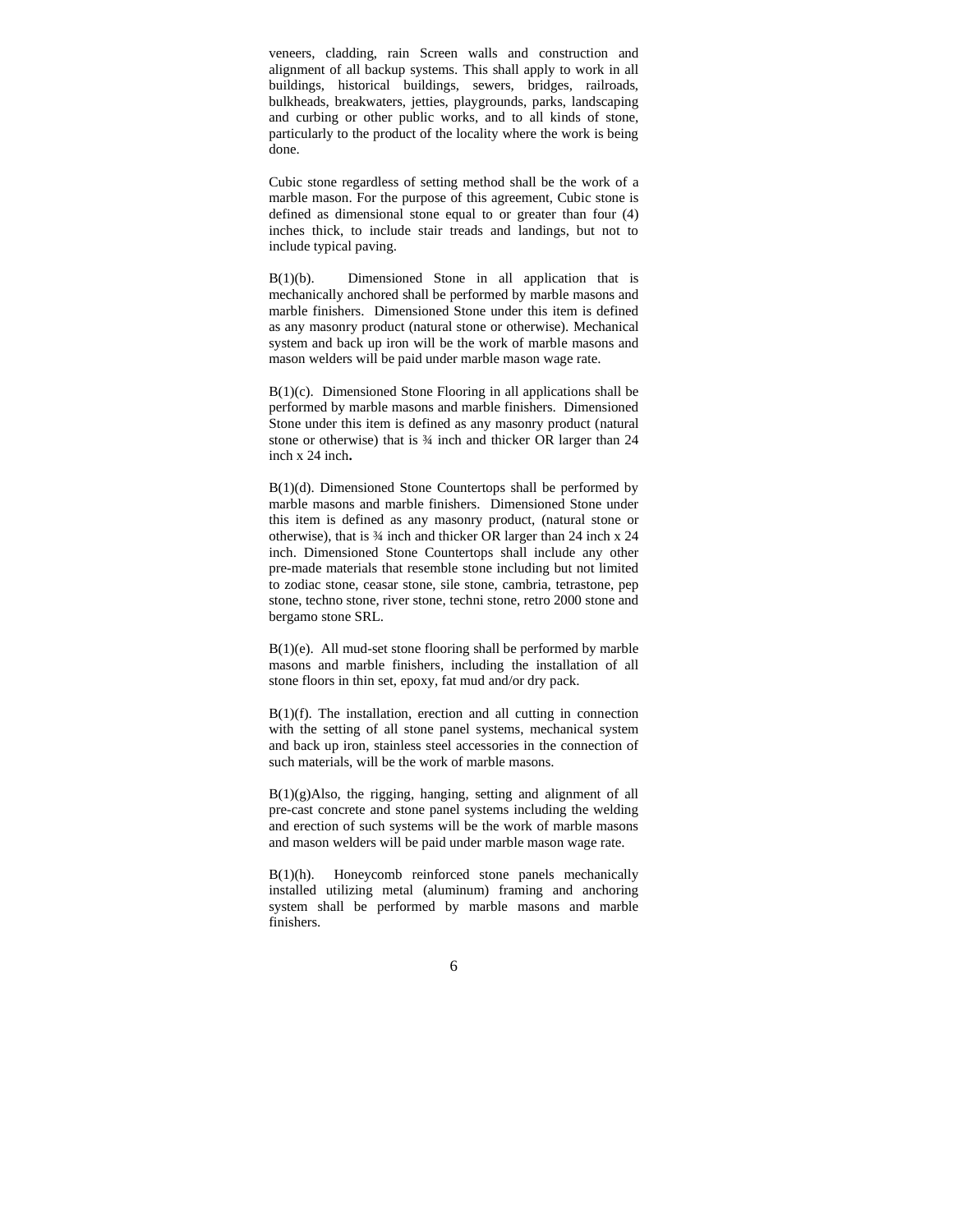veneers, cladding, rain Screen walls and construction and alignment of all backup systems. This shall apply to work in all buildings, historical buildings, sewers, bridges, railroads, bulkheads, breakwaters, jetties, playgrounds, parks, landscaping and curbing or other public works, and to all kinds of stone, particularly to the product of the locality where the work is being done.

Cubic stone regardless of setting method shall be the work of a marble mason. For the purpose of this agreement, Cubic stone is defined as dimensional stone equal to or greater than four (4) inches thick, to include stair treads and landings, but not to include typical paving.

B(1)(b). Dimensioned Stone in all application that is mechanically anchored shall be performed by marble masons and marble finishers. Dimensioned Stone under this item is defined as any masonry product (natural stone or otherwise). Mechanical system and back up iron will be the work of marble masons and mason welders will be paid under marble mason wage rate.

B(1)(c). Dimensioned Stone Flooring in all applications shall be performed by marble masons and marble finishers. Dimensioned Stone under this item is defined as any masonry product (natural stone or otherwise) that is ¾ inch and thicker OR larger than 24 inch x 24 inch**.**

B(1)(d). Dimensioned Stone Countertops shall be performed by marble masons and marble finishers. Dimensioned Stone under this item is defined as any masonry product, (natural stone or otherwise), that is ¾ inch and thicker OR larger than 24 inch x 24 inch. Dimensioned Stone Countertops shall include any other pre-made materials that resemble stone including but not limited to zodiac stone, ceasar stone, sile stone, cambria, tetrastone, pep stone, techno stone, river stone, techni stone, retro 2000 stone and bergamo stone SRL.

B(1)(e). All mud-set stone flooring shall be performed by marble masons and marble finishers, including the installation of all stone floors in thin set, epoxy, fat mud and/or dry pack.

B(1)(f). The installation, erection and all cutting in connection with the setting of all stone panel systems, mechanical system and back up iron, stainless steel accessories in the connection of such materials, will be the work of marble masons.

B(1)(g)Also, the rigging, hanging, setting and alignment of all pre-cast concrete and stone panel systems including the welding and erection of such systems will be the work of marble masons and mason welders will be paid under marble mason wage rate.

B(1)(h). Honeycomb reinforced stone panels mechanically installed utilizing metal (aluminum) framing and anchoring system shall be performed by marble masons and marble finishers.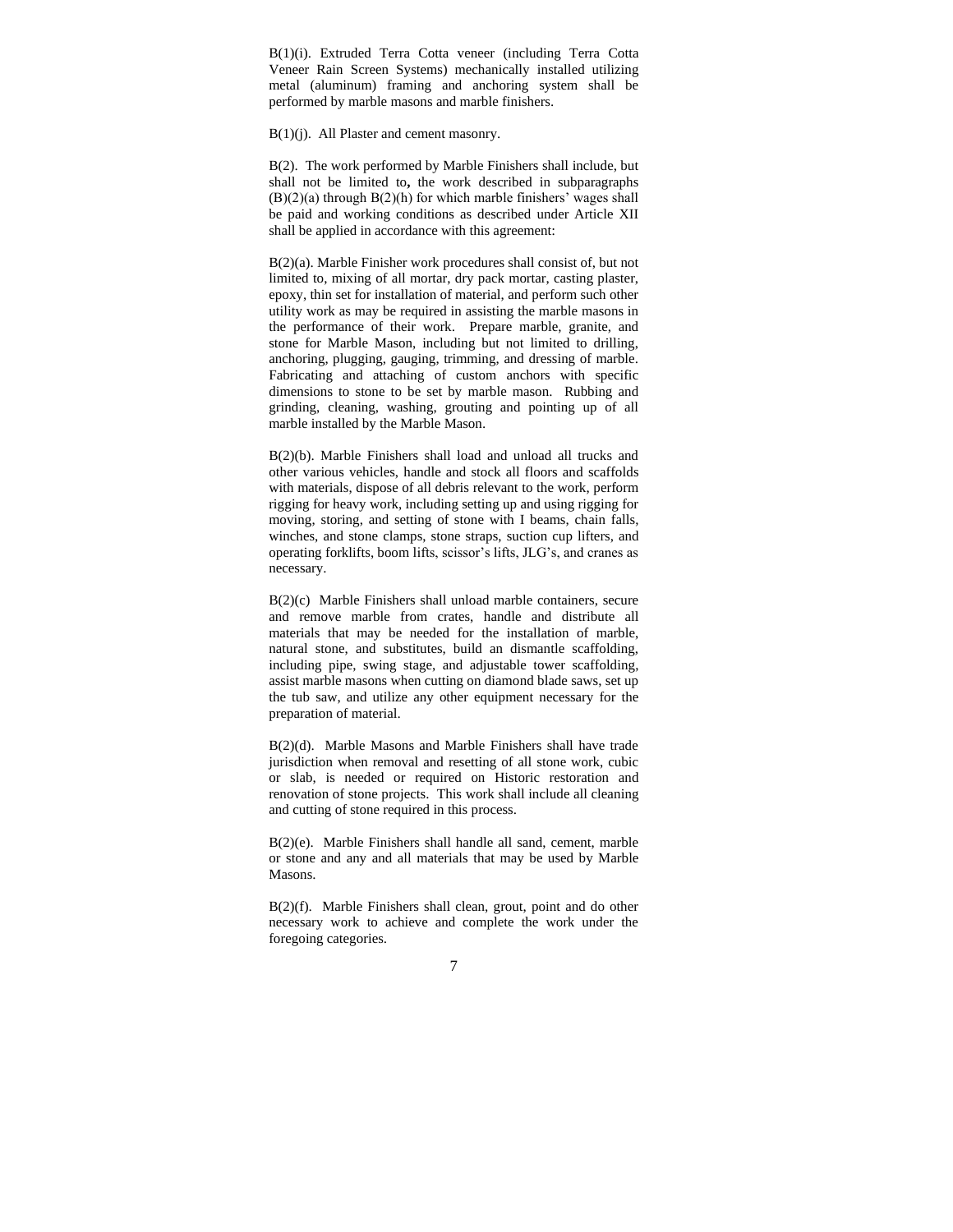B(1)(i). Extruded Terra Cotta veneer (including Terra Cotta Veneer Rain Screen Systems) mechanically installed utilizing metal (aluminum) framing and anchoring system shall be performed by marble masons and marble finishers.

B(1)(j). All Plaster and cement masonry.

B(2). The work performed by Marble Finishers shall include, but shall not be limited to**,** the work described in subparagraphs (B)(2)(a) through B(2)(h) for which marble finishers' wages shall be paid and working conditions as described under Article XII shall be applied in accordance with this agreement:

B(2)(a). Marble Finisher work procedures shall consist of, but not limited to, mixing of all mortar, dry pack mortar, casting plaster, epoxy, thin set for installation of material, and perform such other utility work as may be required in assisting the marble masons in the performance of their work. Prepare marble, granite, and stone for Marble Mason, including but not limited to drilling, anchoring, plugging, gauging, trimming, and dressing of marble. Fabricating and attaching of custom anchors with specific dimensions to stone to be set by marble mason. Rubbing and grinding, cleaning, washing, grouting and pointing up of all marble installed by the Marble Mason.

B(2)(b). Marble Finishers shall load and unload all trucks and other various vehicles, handle and stock all floors and scaffolds with materials, dispose of all debris relevant to the work, perform rigging for heavy work, including setting up and using rigging for moving, storing, and setting of stone with I beams, chain falls, winches, and stone clamps, stone straps, suction cup lifters, and operating forklifts, boom lifts, scissor's lifts, JLG's, and cranes as necessary.

B(2)(c) Marble Finishers shall unload marble containers, secure and remove marble from crates, handle and distribute all materials that may be needed for the installation of marble, natural stone, and substitutes, build an dismantle scaffolding, including pipe, swing stage, and adjustable tower scaffolding, assist marble masons when cutting on diamond blade saws, set up the tub saw, and utilize any other equipment necessary for the preparation of material.

B(2)(d). Marble Masons and Marble Finishers shall have trade jurisdiction when removal and resetting of all stone work, cubic or slab, is needed or required on Historic restoration and renovation of stone projects. This work shall include all cleaning and cutting of stone required in this process.

B(2)(e). Marble Finishers shall handle all sand, cement, marble or stone and any and all materials that may be used by Marble Masons.

B(2)(f). Marble Finishers shall clean, grout, point and do other necessary work to achieve and complete the work under the foregoing categories.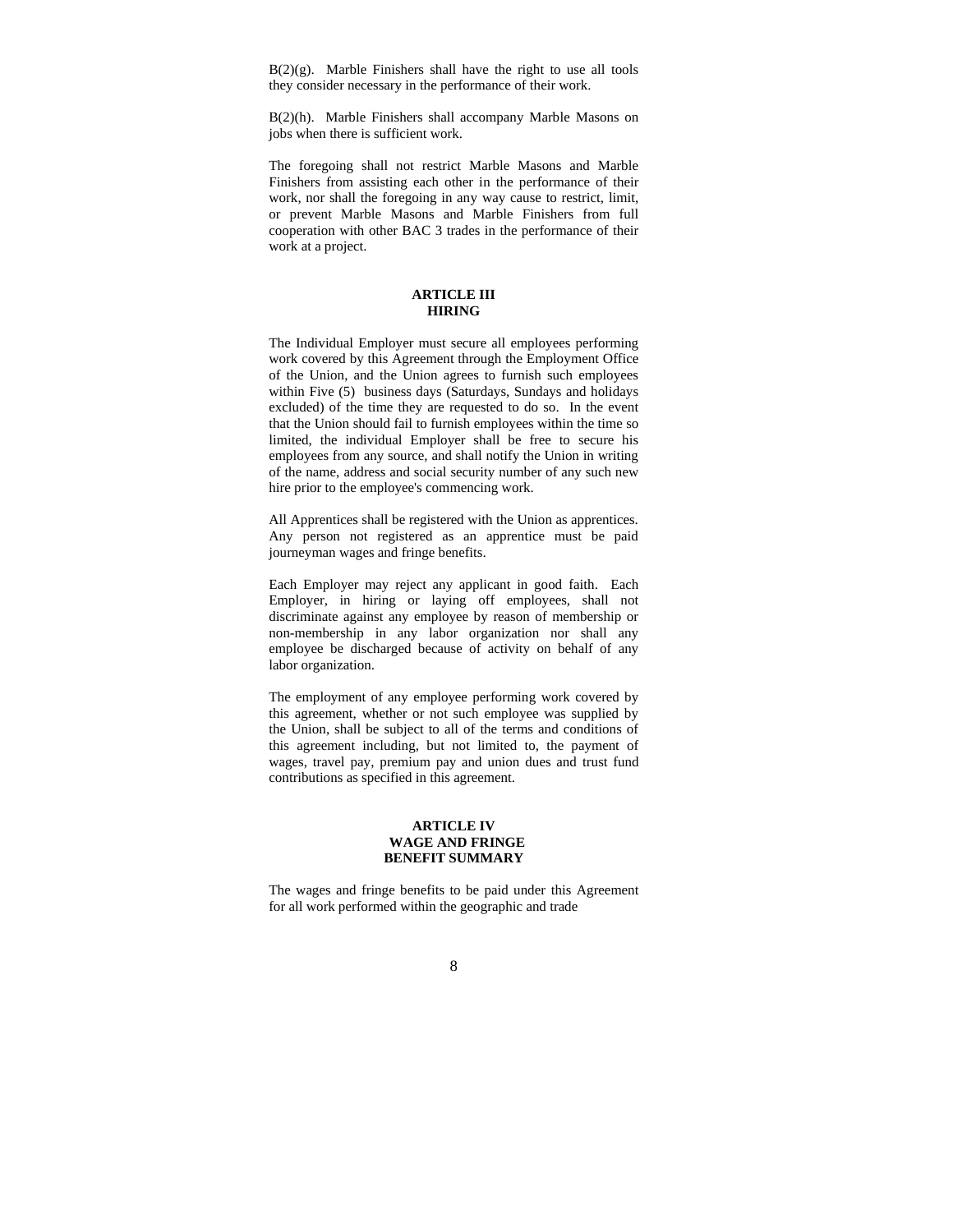B(2)(g). Marble Finishers shall have the right to use all tools they consider necessary in the performance of their work.

B(2)(h). Marble Finishers shall accompany Marble Masons on jobs when there is sufficient work.

The foregoing shall not restrict Marble Masons and Marble Finishers from assisting each other in the performance of their work, nor shall the foregoing in any way cause to restrict, limit, or prevent Marble Masons and Marble Finishers from full cooperation with other BAC 3 trades in the performance of their work at a project.

## ARTICLE III
## HIRING

The Individual Employer must secure all employees performing work covered by this Agreement through the Employment Office of the Union, and the Union agrees to furnish such employees within Five (5) business days (Saturdays, Sundays and holidays excluded) of the time they are requested to do so. In the event that the Union should fail to furnish employees within the time so limited, the individual Employer shall be free to secure his employees from any source, and shall notify the Union in writing of the name, address and social security number of any such new hire prior to the employee's commencing work.

All Apprentices shall be registered with the Union as apprentices. Any person not registered as an apprentice must be paid journeyman wages and fringe benefits.

Each Employer may reject any applicant in good faith. Each Employer, in hiring or laying off employees, shall not discriminate against any employee by reason of membership or non-membership in any labor organization nor shall any employee be discharged because of activity on behalf of any labor organization.

The employment of any employee performing work covered by this agreement, whether or not such employee was supplied by the Union, shall be subject to all of the terms and conditions of this agreement including, but not limited to, the payment of wages, travel pay, premium pay and union dues and trust fund contributions as specified in this agreement.

## ARTICLE IV
## WAGE AND FRINGE BENEFIT SUMMARY

The wages and fringe benefits to be paid under this Agreement for all work performed within the geographic and trade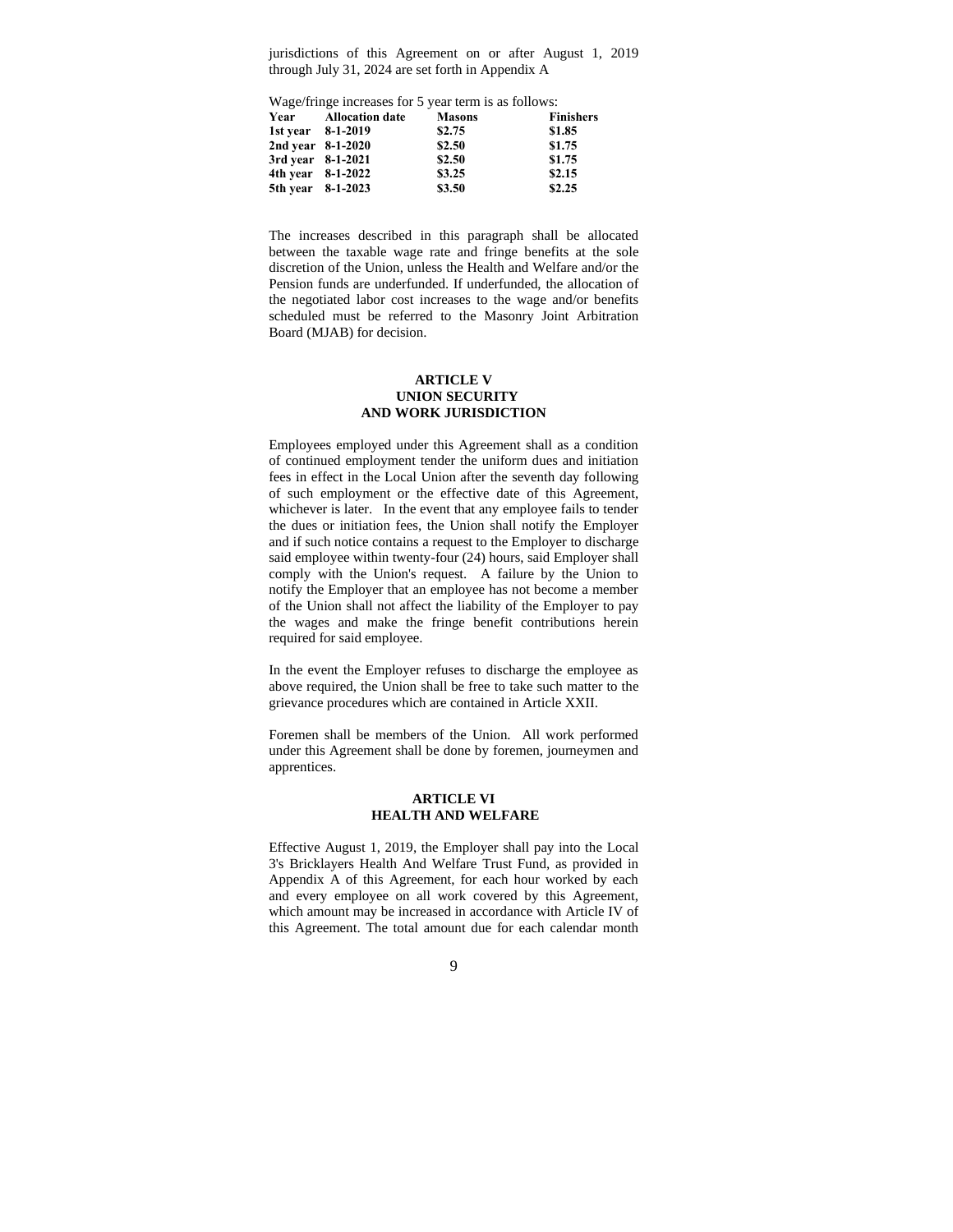jurisdictions of this Agreement on or after August 1, 2019 through July 31, 2024 are set forth in Appendix A

Wage/fringe increases for 5 year term is as follows:

| Year | Allocation date | Masons | Finishers |
|---|---|---|---|
| 1st year | 8-1-2019 | $2.75 | $1.85 |
| 2nd year | 8-1-2020 | $2.50 | $1.75 |
| 3rd year | 8-1-2021 | $2.50 | $1.75 |
| 4th year | 8-1-2022 | $3.25 | $2.15 |
| 5th year | 8-1-2023 | $3.50 | $2.25 |

The increases described in this paragraph shall be allocated between the taxable wage rate and fringe benefits at the sole discretion of the Union, unless the Health and Welfare and/or the Pension funds are underfunded. If underfunded, the allocation of the negotiated labor cost increases to the wage and/or benefits scheduled must be referred to the Masonry Joint Arbitration Board (MJAB) for decision.

## ARTICLE V
## UNION SECURITY AND WORK JURISDICTION

Employees employed under this Agreement shall as a condition of continued employment tender the uniform dues and initiation fees in effect in the Local Union after the seventh day following of such employment or the effective date of this Agreement, whichever is later. In the event that any employee fails to tender the dues or initiation fees, the Union shall notify the Employer and if such notice contains a request to the Employer to discharge said employee within twenty-four (24) hours, said Employer shall comply with the Union's request. A failure by the Union to notify the Employer that an employee has not become a member of the Union shall not affect the liability of the Employer to pay the wages and make the fringe benefit contributions herein required for said employee.

In the event the Employer refuses to discharge the employee as above required, the Union shall be free to take such matter to the grievance procedures which are contained in Article XXII.

Foremen shall be members of the Union. All work performed under this Agreement shall be done by foremen, journeymen and apprentices.

## ARTICLE VI
## HEALTH AND WELFARE

Effective August 1, 2019, the Employer shall pay into the Local 3's Bricklayers Health And Welfare Trust Fund, as provided in Appendix A of this Agreement, for each hour worked by each and every employee on all work covered by this Agreement, which amount may be increased in accordance with Article IV of this Agreement. The total amount due for each calendar month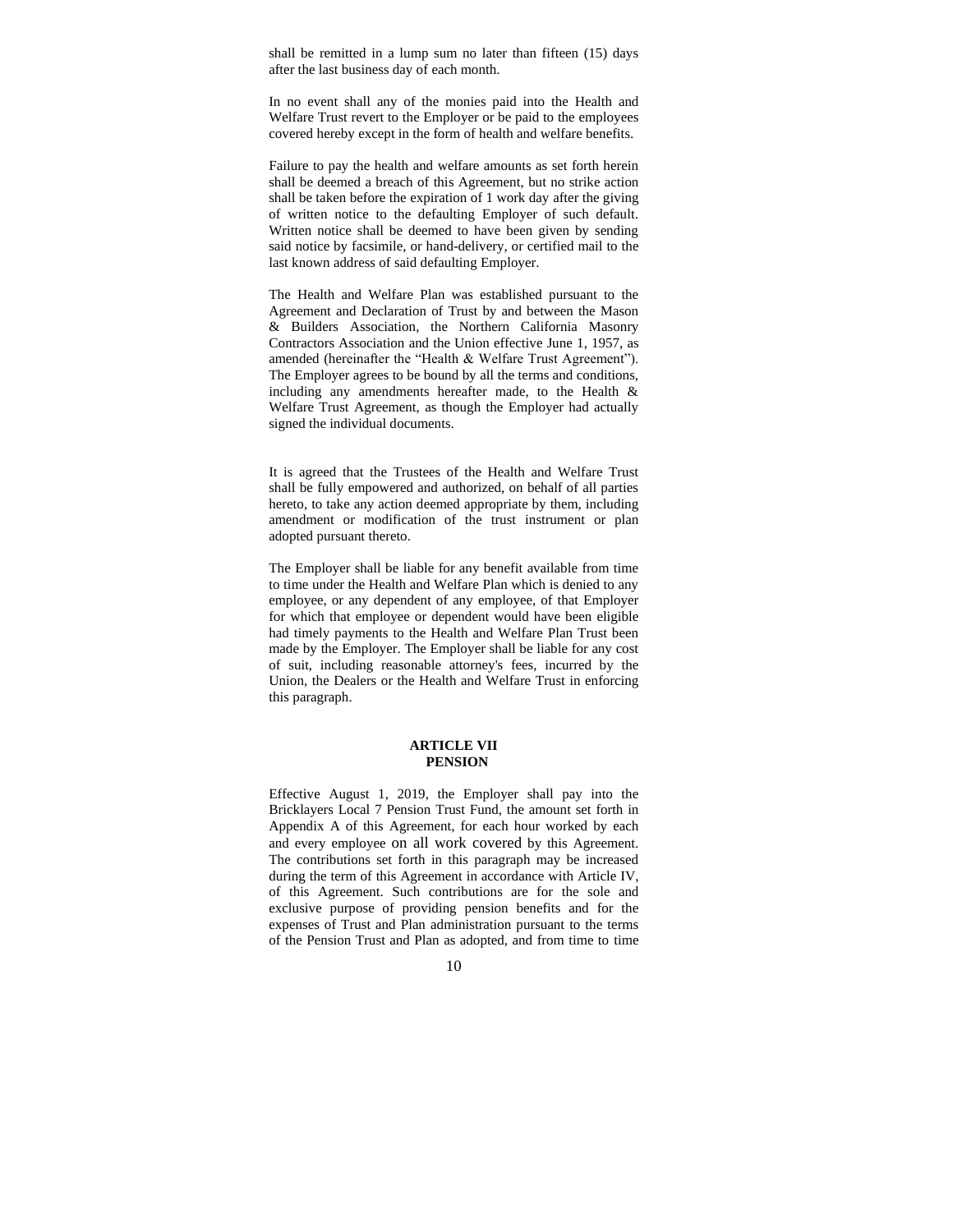shall be remitted in a lump sum no later than fifteen (15) days after the last business day of each month.

In no event shall any of the monies paid into the Health and Welfare Trust revert to the Employer or be paid to the employees covered hereby except in the form of health and welfare benefits.

Failure to pay the health and welfare amounts as set forth herein shall be deemed a breach of this Agreement, but no strike action shall be taken before the expiration of 1 work day after the giving of written notice to the defaulting Employer of such default. Written notice shall be deemed to have been given by sending said notice by facsimile, or hand-delivery, or certified mail to the last known address of said defaulting Employer.

The Health and Welfare Plan was established pursuant to the Agreement and Declaration of Trust by and between the Mason & Builders Association, the Northern California Masonry Contractors Association and the Union effective June 1, 1957, as amended (hereinafter the "Health & Welfare Trust Agreement"). The Employer agrees to be bound by all the terms and conditions, including any amendments hereafter made, to the Health & Welfare Trust Agreement, as though the Employer had actually signed the individual documents.

It is agreed that the Trustees of the Health and Welfare Trust shall be fully empowered and authorized, on behalf of all parties hereto, to take any action deemed appropriate by them, including amendment or modification of the trust instrument or plan adopted pursuant thereto.

The Employer shall be liable for any benefit available from time to time under the Health and Welfare Plan which is denied to any employee, or any dependent of any employee, of that Employer for which that employee or dependent would have been eligible had timely payments to the Health and Welfare Plan Trust been made by the Employer. The Employer shall be liable for any cost of suit, including reasonable attorney's fees, incurred by the Union, the Dealers or the Health and Welfare Trust in enforcing this paragraph.

## ARTICLE VII
## PENSION

Effective August 1, 2019, the Employer shall pay into the Bricklayers Local 7 Pension Trust Fund, the amount set forth in Appendix A of this Agreement, for each hour worked by each and every employee on all work covered by this Agreement. The contributions set forth in this paragraph may be increased during the term of this Agreement in accordance with Article IV, of this Agreement. Such contributions are for the sole and exclusive purpose of providing pension benefits and for the expenses of Trust and Plan administration pursuant to the terms of the Pension Trust and Plan as adopted, and from time to time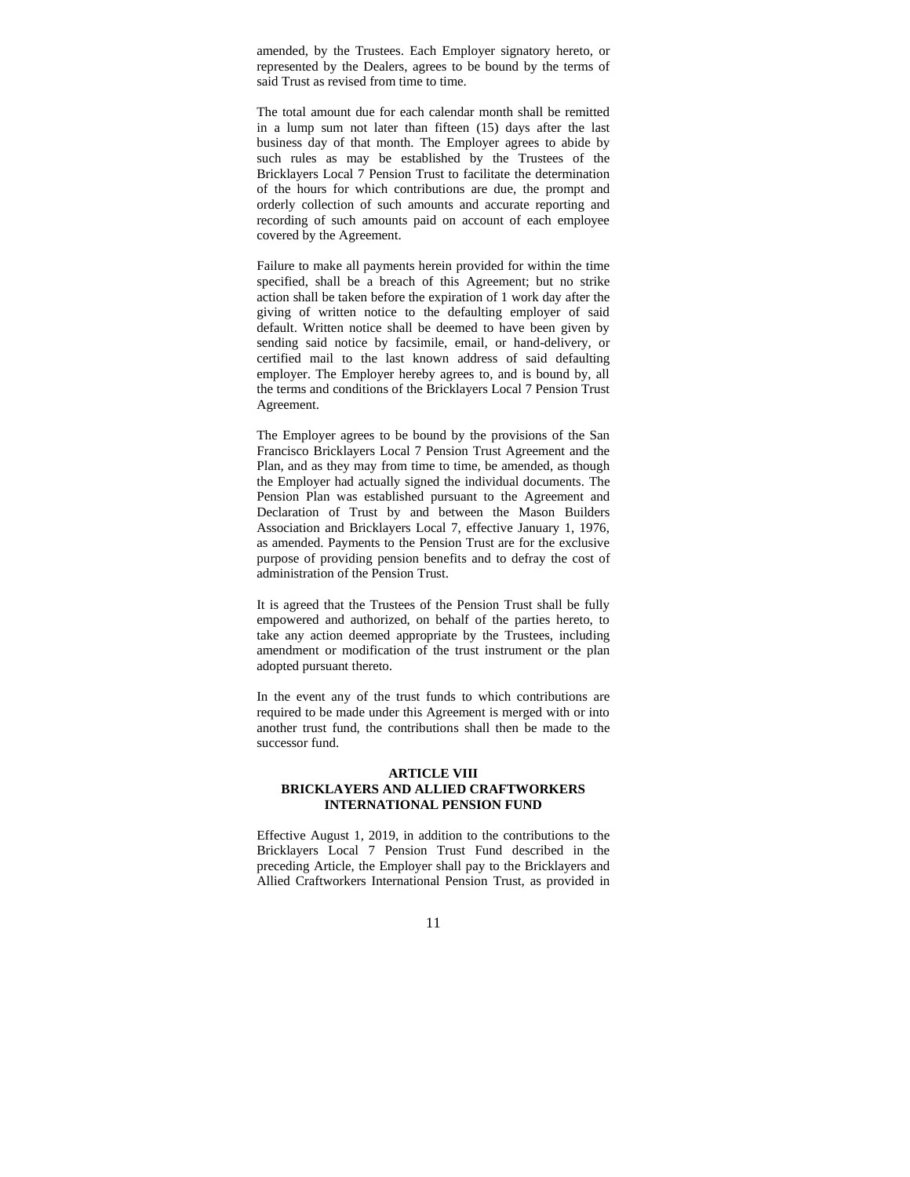amended, by the Trustees. Each Employer signatory hereto, or represented by the Dealers, agrees to be bound by the terms of said Trust as revised from time to time.

The total amount due for each calendar month shall be remitted in a lump sum not later than fifteen (15) days after the last business day of that month. The Employer agrees to abide by such rules as may be established by the Trustees of the Bricklayers Local 7 Pension Trust to facilitate the determination of the hours for which contributions are due, the prompt and orderly collection of such amounts and accurate reporting and recording of such amounts paid on account of each employee covered by the Agreement.

Failure to make all payments herein provided for within the time specified, shall be a breach of this Agreement; but no strike action shall be taken before the expiration of 1 work day after the giving of written notice to the defaulting employer of said default. Written notice shall be deemed to have been given by sending said notice by facsimile, email, or hand-delivery, or certified mail to the last known address of said defaulting employer. The Employer hereby agrees to, and is bound by, all the terms and conditions of the Bricklayers Local 7 Pension Trust Agreement.

The Employer agrees to be bound by the provisions of the San Francisco Bricklayers Local 7 Pension Trust Agreement and the Plan, and as they may from time to time, be amended, as though the Employer had actually signed the individual documents. The Pension Plan was established pursuant to the Agreement and Declaration of Trust by and between the Mason Builders Association and Bricklayers Local 7, effective January 1, 1976, as amended. Payments to the Pension Trust are for the exclusive purpose of providing pension benefits and to defray the cost of administration of the Pension Trust.

It is agreed that the Trustees of the Pension Trust shall be fully empowered and authorized, on behalf of the parties hereto, to take any action deemed appropriate by the Trustees, including amendment or modification of the trust instrument or the plan adopted pursuant thereto.

In the event any of the trust funds to which contributions are required to be made under this Agreement is merged with or into another trust fund, the contributions shall then be made to the successor fund.

## ARTICLE VIII
## BRICKLAYERS AND ALLIED CRAFTWORKERS INTERNATIONAL PENSION FUND

Effective August 1, 2019, in addition to the contributions to the Bricklayers Local 7 Pension Trust Fund described in the preceding Article, the Employer shall pay to the Bricklayers and Allied Craftworkers International Pension Trust, as provided in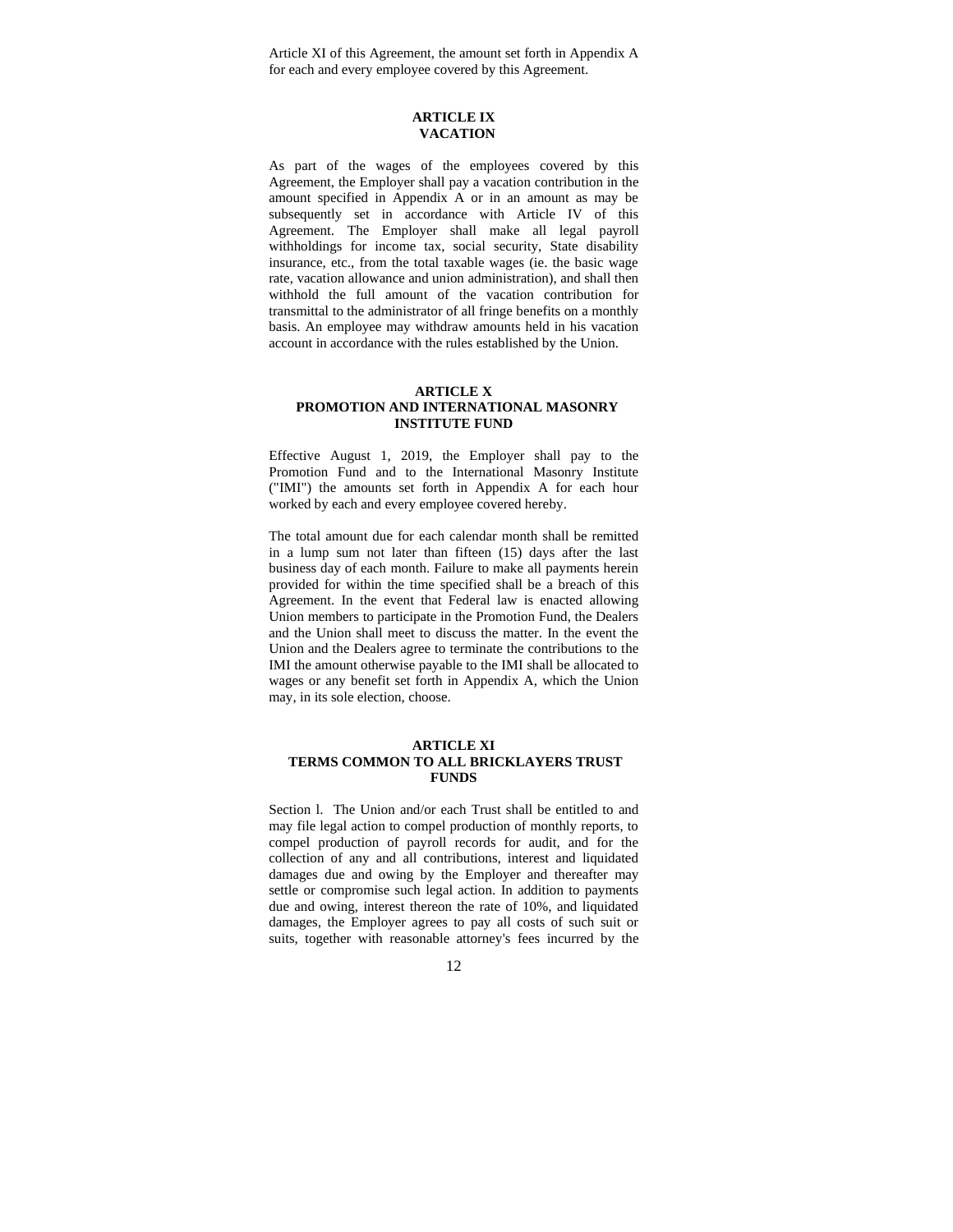Article XI of this Agreement, the amount set forth in Appendix A for each and every employee covered by this Agreement.

## ARTICLE IX
## VACATION

As part of the wages of the employees covered by this Agreement, the Employer shall pay a vacation contribution in the amount specified in Appendix A or in an amount as may be subsequently set in accordance with Article IV of this Agreement. The Employer shall make all legal payroll withholdings for income tax, social security, State disability insurance, etc., from the total taxable wages (ie. the basic wage rate, vacation allowance and union administration), and shall then withhold the full amount of the vacation contribution for transmittal to the administrator of all fringe benefits on a monthly basis. An employee may withdraw amounts held in his vacation account in accordance with the rules established by the Union.

## ARTICLE X
## PROMOTION AND INTERNATIONAL MASONRY INSTITUTE FUND

Effective August 1, 2019, the Employer shall pay to the Promotion Fund and to the International Masonry Institute ("IMI") the amounts set forth in Appendix A for each hour worked by each and every employee covered hereby.

The total amount due for each calendar month shall be remitted in a lump sum not later than fifteen (15) days after the last business day of each month. Failure to make all payments herein provided for within the time specified shall be a breach of this Agreement. In the event that Federal law is enacted allowing Union members to participate in the Promotion Fund, the Dealers and the Union shall meet to discuss the matter. In the event the Union and the Dealers agree to terminate the contributions to the IMI the amount otherwise payable to the IMI shall be allocated to wages or any benefit set forth in Appendix A, which the Union may, in its sole election, choose.

## ARTICLE XI
## TERMS COMMON TO ALL BRICKLAYERS TRUST FUNDS

Section l. The Union and/or each Trust shall be entitled to and may file legal action to compel production of monthly reports, to compel production of payroll records for audit, and for the collection of any and all contributions, interest and liquidated damages due and owing by the Employer and thereafter may settle or compromise such legal action. In addition to payments due and owing, interest thereon the rate of 10%, and liquidated damages, the Employer agrees to pay all costs of such suit or suits, together with reasonable attorney's fees incurred by the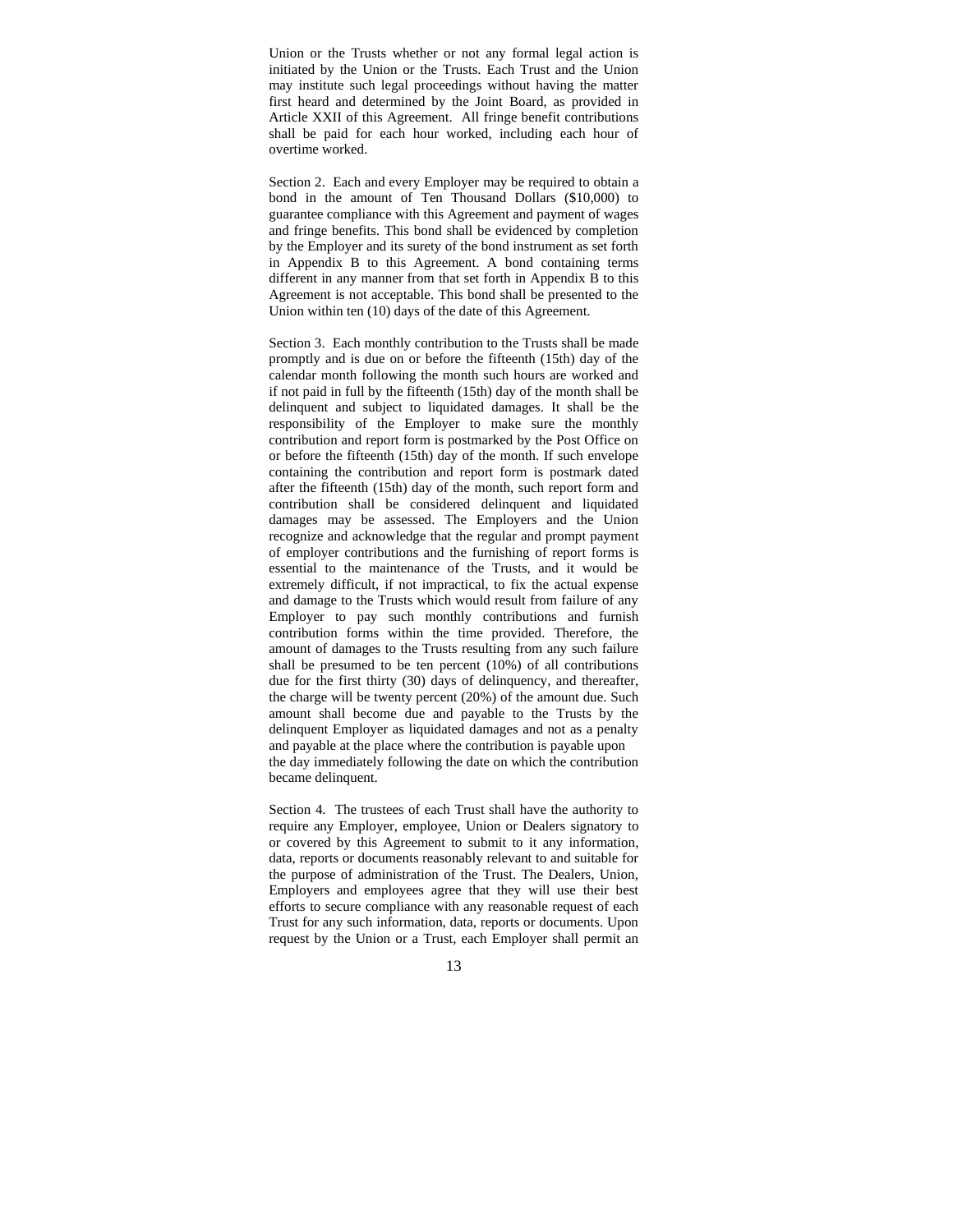Union or the Trusts whether or not any formal legal action is initiated by the Union or the Trusts. Each Trust and the Union may institute such legal proceedings without having the matter first heard and determined by the Joint Board, as provided in Article XXII of this Agreement. All fringe benefit contributions shall be paid for each hour worked, including each hour of overtime worked.

Section 2. Each and every Employer may be required to obtain a bond in the amount of Ten Thousand Dollars ($10,000) to guarantee compliance with this Agreement and payment of wages and fringe benefits. This bond shall be evidenced by completion by the Employer and its surety of the bond instrument as set forth in Appendix B to this Agreement. A bond containing terms different in any manner from that set forth in Appendix B to this Agreement is not acceptable. This bond shall be presented to the Union within ten (10) days of the date of this Agreement.

Section 3. Each monthly contribution to the Trusts shall be made promptly and is due on or before the fifteenth (15th) day of the calendar month following the month such hours are worked and if not paid in full by the fifteenth (15th) day of the month shall be delinquent and subject to liquidated damages. It shall be the responsibility of the Employer to make sure the monthly contribution and report form is postmarked by the Post Office on or before the fifteenth (15th) day of the month. If such envelope containing the contribution and report form is postmark dated after the fifteenth (15th) day of the month, such report form and contribution shall be considered delinquent and liquidated damages may be assessed. The Employers and the Union recognize and acknowledge that the regular and prompt payment of employer contributions and the furnishing of report forms is essential to the maintenance of the Trusts, and it would be extremely difficult, if not impractical, to fix the actual expense and damage to the Trusts which would result from failure of any Employer to pay such monthly contributions and furnish contribution forms within the time provided. Therefore, the amount of damages to the Trusts resulting from any such failure shall be presumed to be ten percent (10%) of all contributions due for the first thirty (30) days of delinquency, and thereafter, the charge will be twenty percent (20%) of the amount due. Such amount shall become due and payable to the Trusts by the delinquent Employer as liquidated damages and not as a penalty and payable at the place where the contribution is payable upon the day immediately following the date on which the contribution became delinquent.

Section 4. The trustees of each Trust shall have the authority to require any Employer, employee, Union or Dealers signatory to or covered by this Agreement to submit to it any information, data, reports or documents reasonably relevant to and suitable for the purpose of administration of the Trust. The Dealers, Union, Employers and employees agree that they will use their best efforts to secure compliance with any reasonable request of each Trust for any such information, data, reports or documents. Upon request by the Union or a Trust, each Employer shall permit an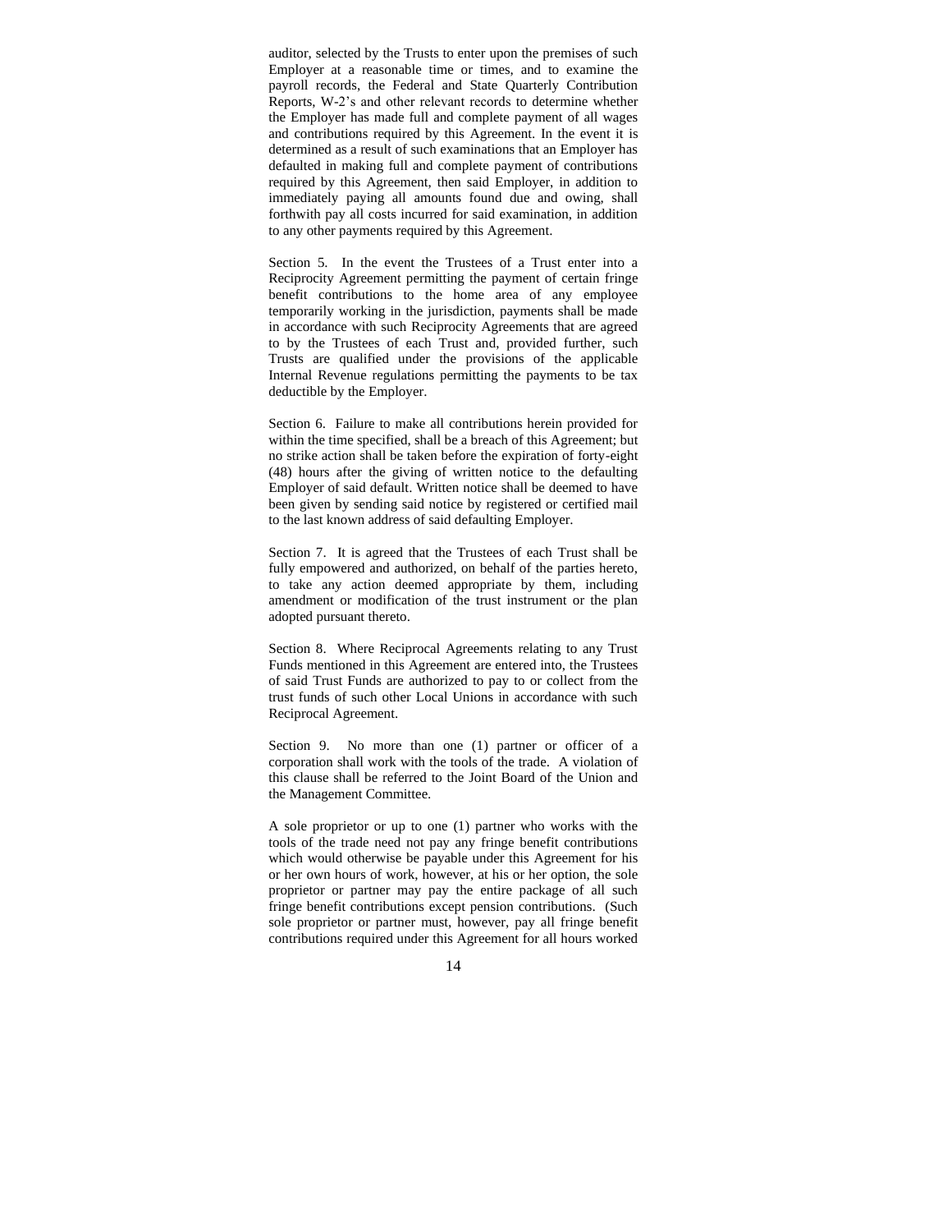auditor, selected by the Trusts to enter upon the premises of such Employer at a reasonable time or times, and to examine the payroll records, the Federal and State Quarterly Contribution Reports, W-2's and other relevant records to determine whether the Employer has made full and complete payment of all wages and contributions required by this Agreement. In the event it is determined as a result of such examinations that an Employer has defaulted in making full and complete payment of contributions required by this Agreement, then said Employer, in addition to immediately paying all amounts found due and owing, shall forthwith pay all costs incurred for said examination, in addition to any other payments required by this Agreement.

Section 5. In the event the Trustees of a Trust enter into a Reciprocity Agreement permitting the payment of certain fringe benefit contributions to the home area of any employee temporarily working in the jurisdiction, payments shall be made in accordance with such Reciprocity Agreements that are agreed to by the Trustees of each Trust and, provided further, such Trusts are qualified under the provisions of the applicable Internal Revenue regulations permitting the payments to be tax deductible by the Employer.

Section 6. Failure to make all contributions herein provided for within the time specified, shall be a breach of this Agreement; but no strike action shall be taken before the expiration of forty-eight (48) hours after the giving of written notice to the defaulting Employer of said default. Written notice shall be deemed to have been given by sending said notice by registered or certified mail to the last known address of said defaulting Employer.

Section 7. It is agreed that the Trustees of each Trust shall be fully empowered and authorized, on behalf of the parties hereto, to take any action deemed appropriate by them, including amendment or modification of the trust instrument or the plan adopted pursuant thereto.

Section 8. Where Reciprocal Agreements relating to any Trust Funds mentioned in this Agreement are entered into, the Trustees of said Trust Funds are authorized to pay to or collect from the trust funds of such other Local Unions in accordance with such Reciprocal Agreement.

Section 9. No more than one (1) partner or officer of a corporation shall work with the tools of the trade. A violation of this clause shall be referred to the Joint Board of the Union and the Management Committee.

A sole proprietor or up to one (1) partner who works with the tools of the trade need not pay any fringe benefit contributions which would otherwise be payable under this Agreement for his or her own hours of work, however, at his or her option, the sole proprietor or partner may pay the entire package of all such fringe benefit contributions except pension contributions. (Such sole proprietor or partner must, however, pay all fringe benefit contributions required under this Agreement for all hours worked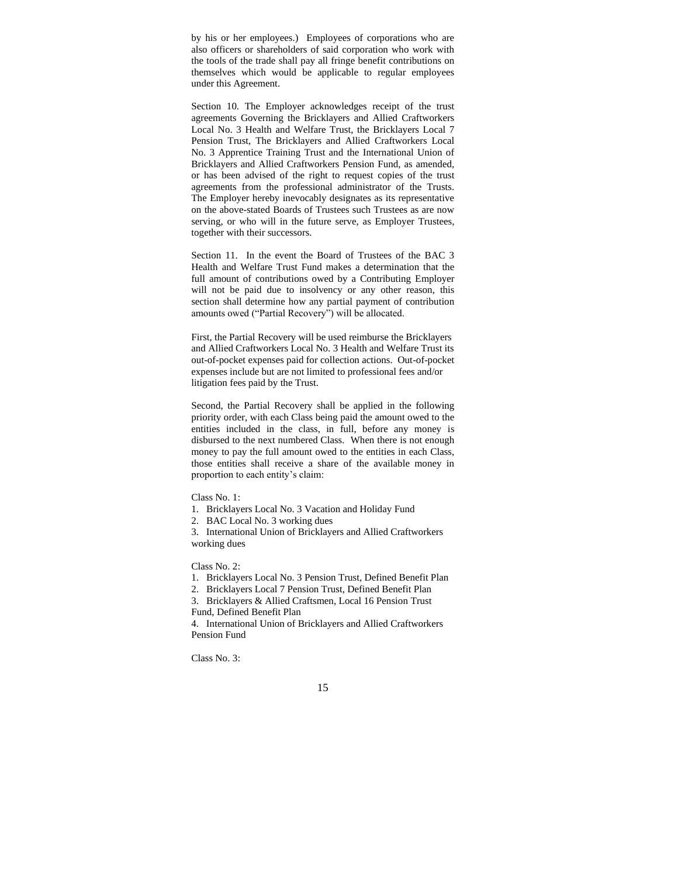by his or her employees.) Employees of corporations who are also officers or shareholders of said corporation who work with the tools of the trade shall pay all fringe benefit contributions on themselves which would be applicable to regular employees under this Agreement.

Section 10. The Employer acknowledges receipt of the trust agreements Governing the Bricklayers and Allied Craftworkers Local No. 3 Health and Welfare Trust, the Bricklayers Local 7 Pension Trust, The Bricklayers and Allied Craftworkers Local No. 3 Apprentice Training Trust and the International Union of Bricklayers and Allied Craftworkers Pension Fund, as amended, or has been advised of the right to request copies of the trust agreements from the professional administrator of the Trusts. The Employer hereby inevocably designates as its representative on the above-stated Boards of Trustees such Trustees as are now serving, or who will in the future serve, as Employer Trustees, together with their successors.

Section 11. In the event the Board of Trustees of the BAC 3 Health and Welfare Trust Fund makes a determination that the full amount of contributions owed by a Contributing Employer will not be paid due to insolvency or any other reason, this section shall determine how any partial payment of contribution amounts owed ("Partial Recovery") will be allocated.

First, the Partial Recovery will be used reimburse the Bricklayers and Allied Craftworkers Local No. 3 Health and Welfare Trust its out-of-pocket expenses paid for collection actions. Out-of-pocket expenses include but are not limited to professional fees and/or litigation fees paid by the Trust.

Second, the Partial Recovery shall be applied in the following priority order, with each Class being paid the amount owed to the entities included in the class, in full, before any money is disbursed to the next numbered Class. When there is not enough money to pay the full amount owed to the entities in each Class, those entities shall receive a share of the available money in proportion to each entity's claim:

Class No. 1:

1. Bricklayers Local No. 3 Vacation and Holiday Fund
2. BAC Local No. 3 working dues
3. International Union of Bricklayers and Allied Craftworkers working dues

Class No. 2:

1. Bricklayers Local No. 3 Pension Trust, Defined Benefit Plan
2. Bricklayers Local 7 Pension Trust, Defined Benefit Plan
3. Bricklayers & Allied Craftsmen, Local 16 Pension Trust Fund, Defined Benefit Plan
4. International Union of Bricklayers and Allied Craftworkers Pension Fund

Class No. 3: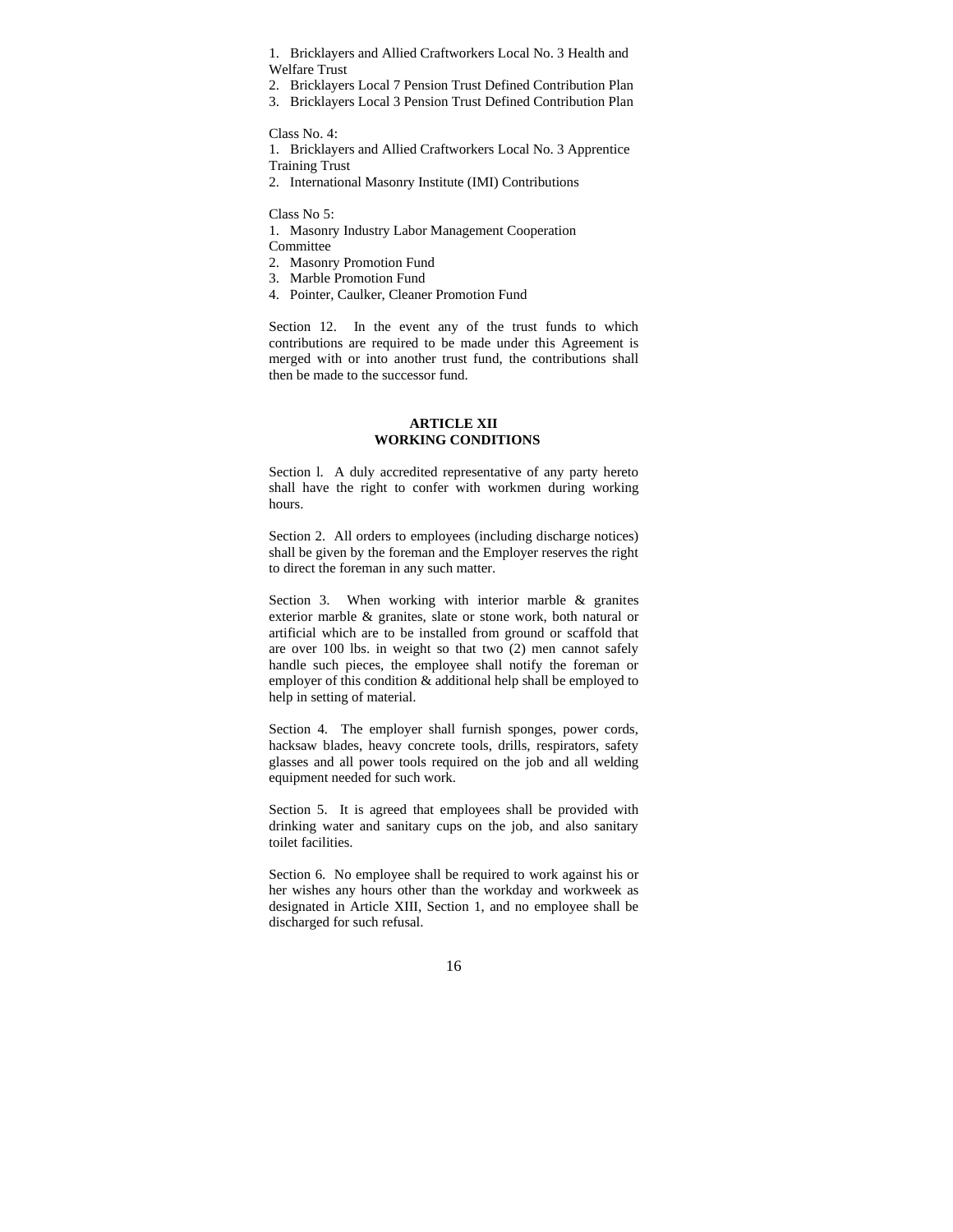1. Bricklayers and Allied Craftworkers Local No. 3 Health and Welfare Trust
2. Bricklayers Local 7 Pension Trust Defined Contribution Plan
3. Bricklayers Local 3 Pension Trust Defined Contribution Plan

Class No. 4:

1. Bricklayers and Allied Craftworkers Local No. 3 Apprentice Training Trust
2. International Masonry Institute (IMI) Contributions

Class No 5:

1. Masonry Industry Labor Management Cooperation Committee
2. Masonry Promotion Fund
3. Marble Promotion Fund
4. Pointer, Caulker, Cleaner Promotion Fund

Section 12. In the event any of the trust funds to which contributions are required to be made under this Agreement is merged with or into another trust fund, the contributions shall then be made to the successor fund.

## ARTICLE XII
## WORKING CONDITIONS

Section l. A duly accredited representative of any party hereto shall have the right to confer with workmen during working hours.

Section 2. All orders to employees (including discharge notices) shall be given by the foreman and the Employer reserves the right to direct the foreman in any such matter.

Section 3. When working with interior marble & granites exterior marble & granites, slate or stone work, both natural or artificial which are to be installed from ground or scaffold that are over 100 lbs. in weight so that two (2) men cannot safely handle such pieces, the employee shall notify the foreman or employer of this condition & additional help shall be employed to help in setting of material.

Section 4. The employer shall furnish sponges, power cords, hacksaw blades, heavy concrete tools, drills, respirators, safety glasses and all power tools required on the job and all welding equipment needed for such work.

Section 5. It is agreed that employees shall be provided with drinking water and sanitary cups on the job, and also sanitary toilet facilities.

Section 6. No employee shall be required to work against his or her wishes any hours other than the workday and workweek as designated in Article XIII, Section 1, and no employee shall be discharged for such refusal.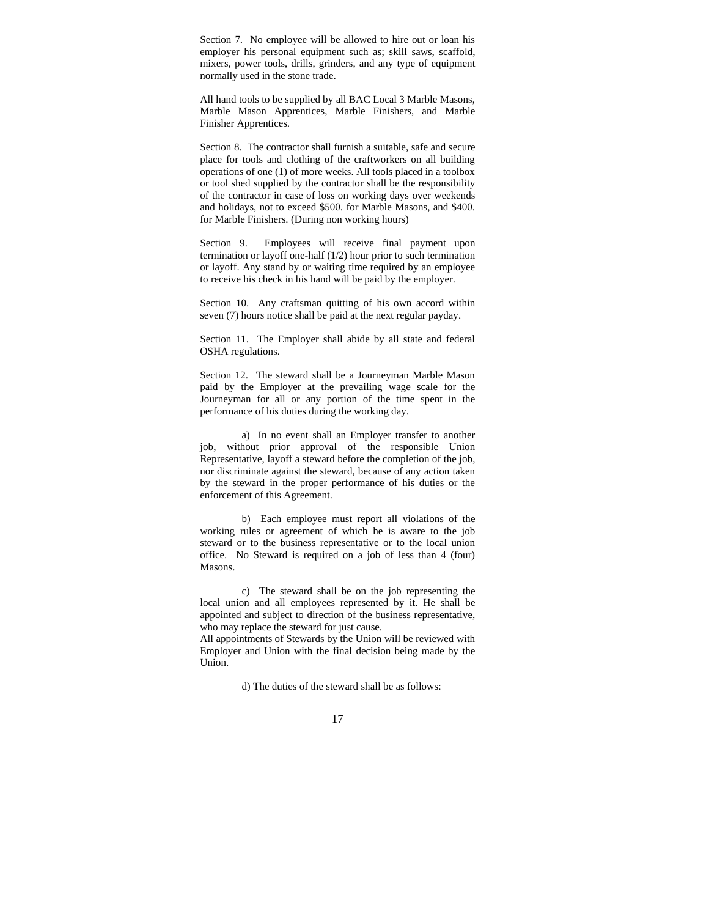Section 7. No employee will be allowed to hire out or loan his employer his personal equipment such as; skill saws, scaffold, mixers, power tools, drills, grinders, and any type of equipment normally used in the stone trade.

All hand tools to be supplied by all BAC Local 3 Marble Masons, Marble Mason Apprentices, Marble Finishers, and Marble Finisher Apprentices.

Section 8. The contractor shall furnish a suitable, safe and secure place for tools and clothing of the craftworkers on all building operations of one (1) of more weeks. All tools placed in a toolbox or tool shed supplied by the contractor shall be the responsibility of the contractor in case of loss on working days over weekends and holidays, not to exceed $500. for Marble Masons, and $400. for Marble Finishers. (During non working hours)

Section 9. Employees will receive final payment upon termination or layoff one-half (1/2) hour prior to such termination or layoff. Any stand by or waiting time required by an employee to receive his check in his hand will be paid by the employer.

Section 10. Any craftsman quitting of his own accord within seven (7) hours notice shall be paid at the next regular payday.

Section 11. The Employer shall abide by all state and federal OSHA regulations.

Section 12. The steward shall be a Journeyman Marble Mason paid by the Employer at the prevailing wage scale for the Journeyman for all or any portion of the time spent in the performance of his duties during the working day.

a) In no event shall an Employer transfer to another job, without prior approval of the responsible Union Representative, layoff a steward before the completion of the job, nor discriminate against the steward, because of any action taken by the steward in the proper performance of his duties or the enforcement of this Agreement.

b) Each employee must report all violations of the working rules or agreement of which he is aware to the job steward or to the business representative or to the local union office. No Steward is required on a job of less than 4 (four) Masons.

c) The steward shall be on the job representing the local union and all employees represented by it. He shall be appointed and subject to direction of the business representative, who may replace the steward for just cause.
All appointments of Stewards by the Union will be reviewed with Employer and Union with the final decision being made by the Union.

d) The duties of the steward shall be as follows: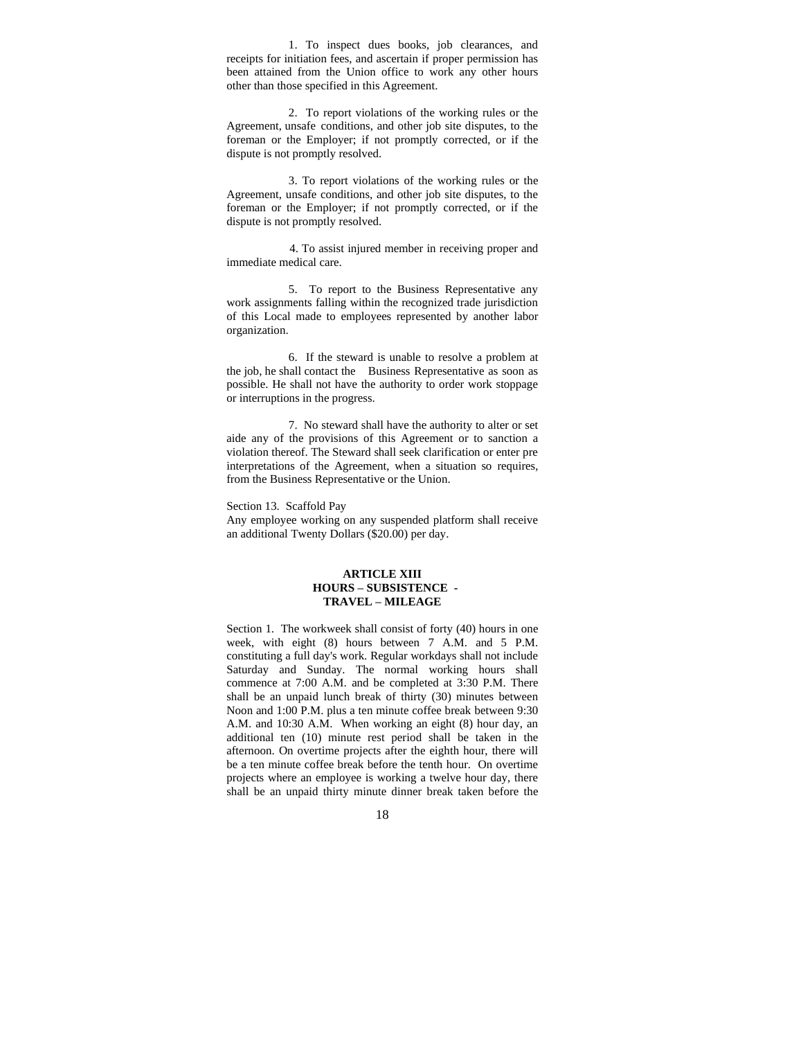1. To inspect dues books, job clearances, and receipts for initiation fees, and ascertain if proper permission has been attained from the Union office to work any other hours other than those specified in this Agreement.

2. To report violations of the working rules or the Agreement, unsafe conditions, and other job site disputes, to the foreman or the Employer; if not promptly corrected, or if the dispute is not promptly resolved.

3. To report violations of the working rules or the Agreement, unsafe conditions, and other job site disputes, to the foreman or the Employer; if not promptly corrected, or if the dispute is not promptly resolved.

4. To assist injured member in receiving proper and immediate medical care.

5. To report to the Business Representative any work assignments falling within the recognized trade jurisdiction of this Local made to employees represented by another labor organization.

6. If the steward is unable to resolve a problem at the job, he shall contact the Business Representative as soon as possible. He shall not have the authority to order work stoppage or interruptions in the progress.

7. No steward shall have the authority to alter or set aide any of the provisions of this Agreement or to sanction a violation thereof. The Steward shall seek clarification or enter pre interpretations of the Agreement, when a situation so requires, from the Business Representative or the Union.

Section 13. Scaffold Pay
Any employee working on any suspended platform shall receive an additional Twenty Dollars ($20.00) per day.

## ARTICLE XIII
## HOURS – SUBSISTENCE - TRAVEL – MILEAGE

Section 1. The workweek shall consist of forty (40) hours in one week, with eight (8) hours between 7 A.M. and 5 P.M. constituting a full day's work. Regular workdays shall not include Saturday and Sunday. The normal working hours shall commence at 7:00 A.M. and be completed at 3:30 P.M. There shall be an unpaid lunch break of thirty (30) minutes between Noon and 1:00 P.M. plus a ten minute coffee break between 9:30 A.M. and 10:30 A.M. When working an eight (8) hour day, an additional ten (10) minute rest period shall be taken in the afternoon. On overtime projects after the eighth hour, there will be a ten minute coffee break before the tenth hour. On overtime projects where an employee is working a twelve hour day, there shall be an unpaid thirty minute dinner break taken before the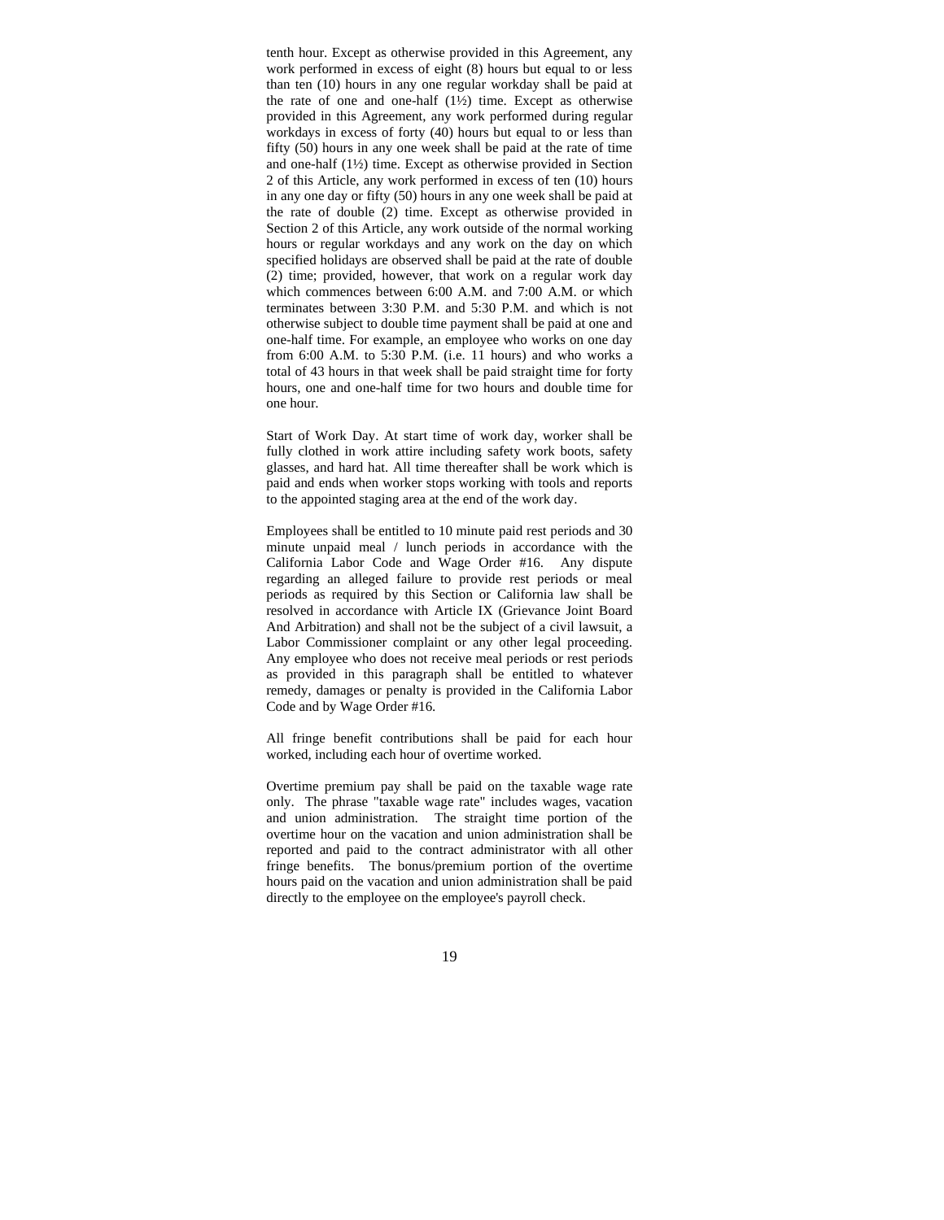tenth hour. Except as otherwise provided in this Agreement, any work performed in excess of eight (8) hours but equal to or less than ten (10) hours in any one regular workday shall be paid at the rate of one and one-half (1½) time. Except as otherwise provided in this Agreement, any work performed during regular workdays in excess of forty (40) hours but equal to or less than fifty (50) hours in any one week shall be paid at the rate of time and one-half (1½) time. Except as otherwise provided in Section 2 of this Article, any work performed in excess of ten (10) hours in any one day or fifty (50) hours in any one week shall be paid at the rate of double (2) time. Except as otherwise provided in Section 2 of this Article, any work outside of the normal working hours or regular workdays and any work on the day on which specified holidays are observed shall be paid at the rate of double (2) time; provided, however, that work on a regular work day which commences between 6:00 A.M. and 7:00 A.M. or which terminates between 3:30 P.M. and 5:30 P.M. and which is not otherwise subject to double time payment shall be paid at one and one-half time. For example, an employee who works on one day from 6:00 A.M. to 5:30 P.M. (i.e. 11 hours) and who works a total of 43 hours in that week shall be paid straight time for forty hours, one and one-half time for two hours and double time for one hour.

Start of Work Day. At start time of work day, worker shall be fully clothed in work attire including safety work boots, safety glasses, and hard hat. All time thereafter shall be work which is paid and ends when worker stops working with tools and reports to the appointed staging area at the end of the work day.

Employees shall be entitled to 10 minute paid rest periods and 30 minute unpaid meal / lunch periods in accordance with the California Labor Code and Wage Order #16. Any dispute regarding an alleged failure to provide rest periods or meal periods as required by this Section or California law shall be resolved in accordance with Article IX (Grievance Joint Board And Arbitration) and shall not be the subject of a civil lawsuit, a Labor Commissioner complaint or any other legal proceeding. Any employee who does not receive meal periods or rest periods as provided in this paragraph shall be entitled to whatever remedy, damages or penalty is provided in the California Labor Code and by Wage Order #16.

All fringe benefit contributions shall be paid for each hour worked, including each hour of overtime worked.

Overtime premium pay shall be paid on the taxable wage rate only. The phrase "taxable wage rate" includes wages, vacation and union administration. The straight time portion of the overtime hour on the vacation and union administration shall be reported and paid to the contract administrator with all other fringe benefits. The bonus/premium portion of the overtime hours paid on the vacation and union administration shall be paid directly to the employee on the employee's payroll check.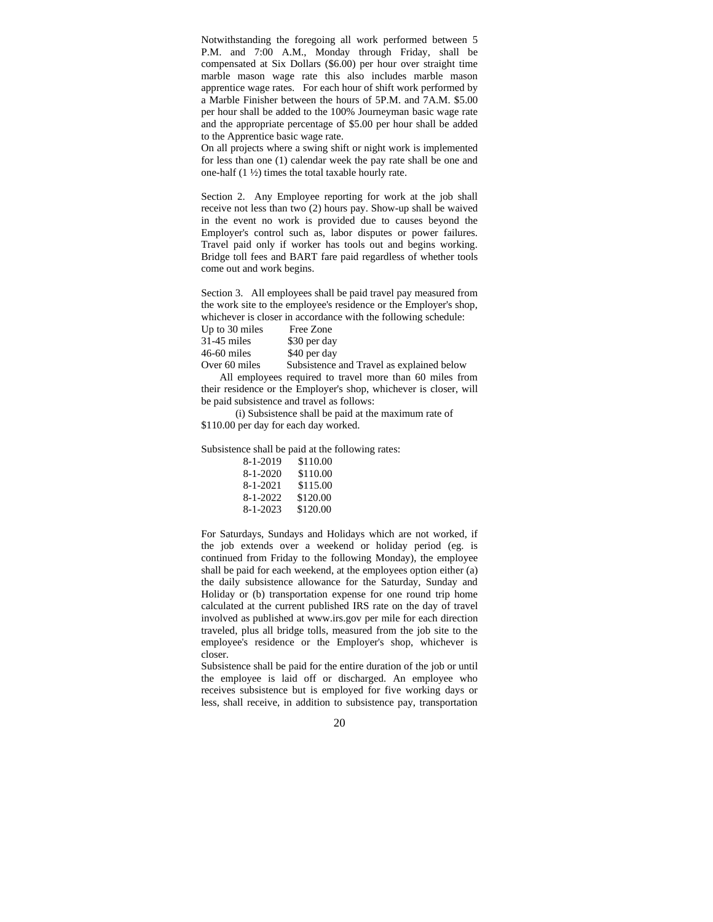Notwithstanding the foregoing all work performed between 5 P.M. and 7:00 A.M., Monday through Friday, shall be compensated at Six Dollars ($6.00) per hour over straight time marble mason wage rate this also includes marble mason apprentice wage rates. For each hour of shift work performed by a Marble Finisher between the hours of 5P.M. and 7A.M. $5.00 per hour shall be added to the 100% Journeyman basic wage rate and the appropriate percentage of $5.00 per hour shall be added to the Apprentice basic wage rate.

On all projects where a swing shift or night work is implemented for less than one (1) calendar week the pay rate shall be one and one-half (1 ½) times the total taxable hourly rate.

Section 2. Any Employee reporting for work at the job shall receive not less than two (2) hours pay. Show-up shall be waived in the event no work is provided due to causes beyond the Employer's control such as, labor disputes or power failures. Travel paid only if worker has tools out and begins working. Bridge toll fees and BART fare paid regardless of whether tools come out and work begins.

Section 3. All employees shall be paid travel pay measured from the work site to the employee's residence or the Employer's shop, whichever is closer in accordance with the following schedule:

| | |
|---|---|
| Up to 30 miles | Free Zone |
| 31-45 miles | $30 per day |
| 46-60 miles | $40 per day |
| Over 60 miles | Subsistence and Travel as explained below |

All employees required to travel more than 60 miles from their residence or the Employer's shop, whichever is closer, will be paid subsistence and travel as follows:

(i) Subsistence shall be paid at the maximum rate of $110.00 per day for each day worked.

Subsistence shall be paid at the following rates:

| | |
|---|---|
| 8-1-2019 | $110.00 |
| 8-1-2020 | $110.00 |
| 8-1-2021 | $115.00 |
| 8-1-2022 | $120.00 |
| 8-1-2023 | $120.00 |

For Saturdays, Sundays and Holidays which are not worked, if the job extends over a weekend or holiday period (eg. is continued from Friday to the following Monday), the employee shall be paid for each weekend, at the employees option either (a) the daily subsistence allowance for the Saturday, Sunday and Holiday or (b) transportation expense for one round trip home calculated at the current published IRS rate on the day of travel involved as published at www.irs.gov per mile for each direction traveled, plus all bridge tolls, measured from the job site to the employee's residence or the Employer's shop, whichever is closer.

Subsistence shall be paid for the entire duration of the job or until the employee is laid off or discharged. An employee who receives subsistence but is employed for five working days or less, shall receive, in addition to subsistence pay, transportation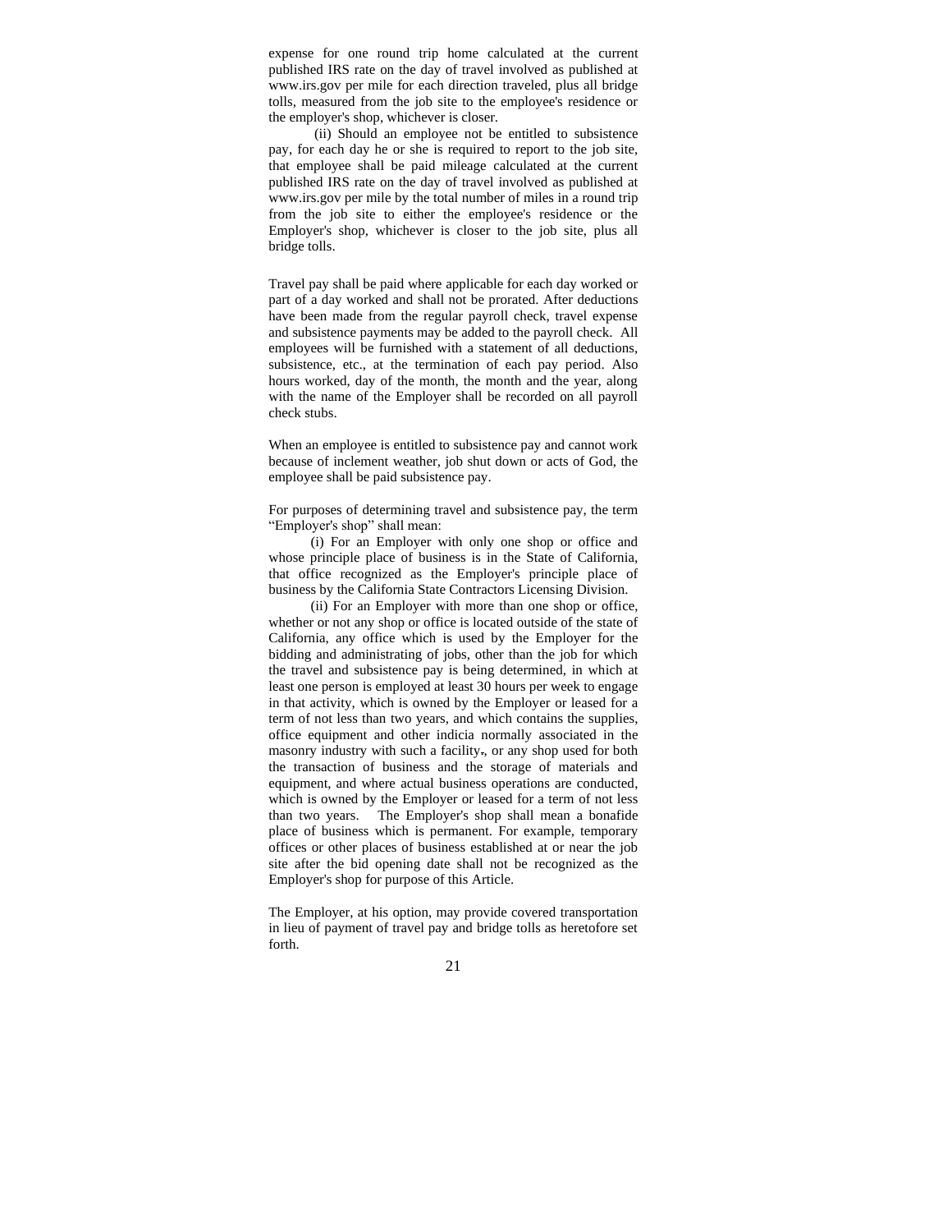expense for one round trip home calculated at the current published IRS rate on the day of travel involved as published at www.irs.gov per mile for each direction traveled, plus all bridge tolls, measured from the job site to the employee's residence or the employer's shop, whichever is closer.

(ii) Should an employee not be entitled to subsistence pay, for each day he or she is required to report to the job site, that employee shall be paid mileage calculated at the current published IRS rate on the day of travel involved as published at www.irs.gov per mile by the total number of miles in a round trip from the job site to either the employee's residence or the Employer's shop, whichever is closer to the job site, plus all bridge tolls.

Travel pay shall be paid where applicable for each day worked or part of a day worked and shall not be prorated. After deductions have been made from the regular payroll check, travel expense and subsistence payments may be added to the payroll check. All employees will be furnished with a statement of all deductions, subsistence, etc., at the termination of each pay period. Also hours worked, day of the month, the month and the year, along with the name of the Employer shall be recorded on all payroll check stubs.

When an employee is entitled to subsistence pay and cannot work because of inclement weather, job shut down or acts of God, the employee shall be paid subsistence pay.

For purposes of determining travel and subsistence pay, the term "Employer's shop" shall mean:

(i) For an Employer with only one shop or office and whose principle place of business is in the State of California, that office recognized as the Employer's principle place of business by the California State Contractors Licensing Division.

(ii) For an Employer with more than one shop or office, whether or not any shop or office is located outside of the state of California, any office which is used by the Employer for the bidding and administrating of jobs, other than the job for which the travel and subsistence pay is being determined, in which at least one person is employed at least 30 hours per week to engage in that activity, which is owned by the Employer or leased for a term of not less than two years, and which contains the supplies, office equipment and other indicia normally associated in the masonry industry with such a facility., or any shop used for both the transaction of business and the storage of materials and equipment, and where actual business operations are conducted, which is owned by the Employer or leased for a term of not less than two years. The Employer's shop shall mean a bonafide place of business which is permanent. For example, temporary offices or other places of business established at or near the job site after the bid opening date shall not be recognized as the Employer's shop for purpose of this Article.

The Employer, at his option, may provide covered transportation in lieu of payment of travel pay and bridge tolls as heretofore set forth.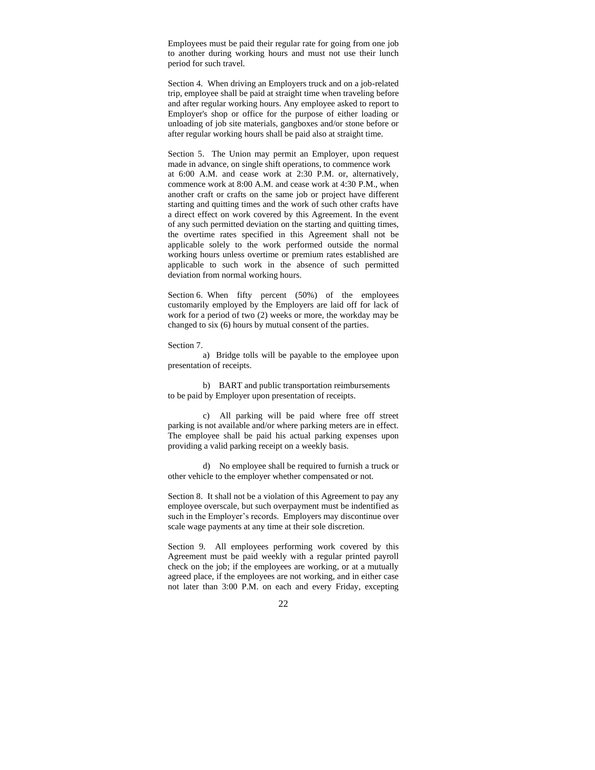Employees must be paid their regular rate for going from one job to another during working hours and must not use their lunch period for such travel.

Section 4. When driving an Employers truck and on a job-related trip, employee shall be paid at straight time when traveling before and after regular working hours. Any employee asked to report to Employer's shop or office for the purpose of either loading or unloading of job site materials, gangboxes and/or stone before or after regular working hours shall be paid also at straight time.

Section 5. The Union may permit an Employer, upon request made in advance, on single shift operations, to commence work at 6:00 A.M. and cease work at 2:30 P.M. or, alternatively, commence work at 8:00 A.M. and cease work at 4:30 P.M., when another craft or crafts on the same job or project have different starting and quitting times and the work of such other crafts have a direct effect on work covered by this Agreement. In the event of any such permitted deviation on the starting and quitting times, the overtime rates specified in this Agreement shall not be applicable solely to the work performed outside the normal working hours unless overtime or premium rates established are applicable to such work in the absence of such permitted deviation from normal working hours.

Section 6. When fifty percent (50%) of the employees customarily employed by the Employers are laid off for lack of work for a period of two (2) weeks or more, the workday may be changed to six (6) hours by mutual consent of the parties.

Section 7.

a) Bridge tolls will be payable to the employee upon presentation of receipts.

b) BART and public transportation reimbursements to be paid by Employer upon presentation of receipts.

c) All parking will be paid where free off street parking is not available and/or where parking meters are in effect. The employee shall be paid his actual parking expenses upon providing a valid parking receipt on a weekly basis.

d) No employee shall be required to furnish a truck or other vehicle to the employer whether compensated or not.

Section 8. It shall not be a violation of this Agreement to pay any employee overscale, but such overpayment must be indentified as such in the Employer's records. Employers may discontinue over scale wage payments at any time at their sole discretion.

Section 9. All employees performing work covered by this Agreement must be paid weekly with a regular printed payroll check on the job; if the employees are working, or at a mutually agreed place, if the employees are not working, and in either case not later than 3:00 P.M. on each and every Friday, excepting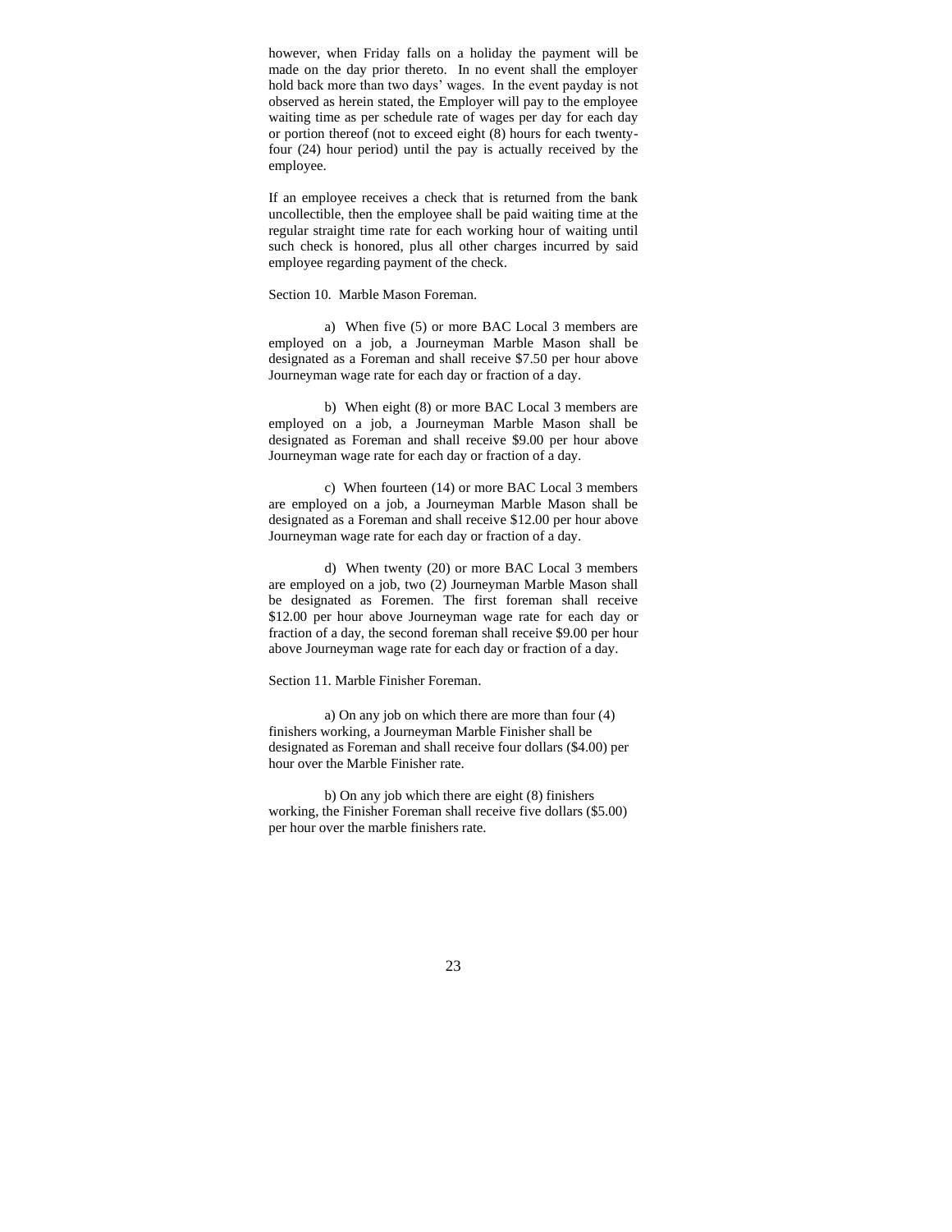however, when Friday falls on a holiday the payment will be made on the day prior thereto. In no event shall the employer hold back more than two days' wages. In the event payday is not observed as herein stated, the Employer will pay to the employee waiting time as per schedule rate of wages per day for each day or portion thereof (not to exceed eight (8) hours for each twenty-four (24) hour period) until the pay is actually received by the employee.

If an employee receives a check that is returned from the bank uncollectible, then the employee shall be paid waiting time at the regular straight time rate for each working hour of waiting until such check is honored, plus all other charges incurred by said employee regarding payment of the check.

Section 10. Marble Mason Foreman.

a) When five (5) or more BAC Local 3 members are employed on a job, a Journeyman Marble Mason shall be designated as a Foreman and shall receive $7.50 per hour above Journeyman wage rate for each day or fraction of a day.

b) When eight (8) or more BAC Local 3 members are employed on a job, a Journeyman Marble Mason shall be designated as Foreman and shall receive $9.00 per hour above Journeyman wage rate for each day or fraction of a day.

c) When fourteen (14) or more BAC Local 3 members are employed on a job, a Journeyman Marble Mason shall be designated as a Foreman and shall receive $12.00 per hour above Journeyman wage rate for each day or fraction of a day.

d) When twenty (20) or more BAC Local 3 members are employed on a job, two (2) Journeyman Marble Mason shall be designated as Foremen. The first foreman shall receive $12.00 per hour above Journeyman wage rate for each day or fraction of a day, the second foreman shall receive $9.00 per hour above Journeyman wage rate for each day or fraction of a day.

Section 11. Marble Finisher Foreman.

a) On any job on which there are more than four (4) finishers working, a Journeyman Marble Finisher shall be designated as Foreman and shall receive four dollars ($4.00) per hour over the Marble Finisher rate.

b) On any job which there are eight (8) finishers working, the Finisher Foreman shall receive five dollars ($5.00) per hour over the marble finishers rate.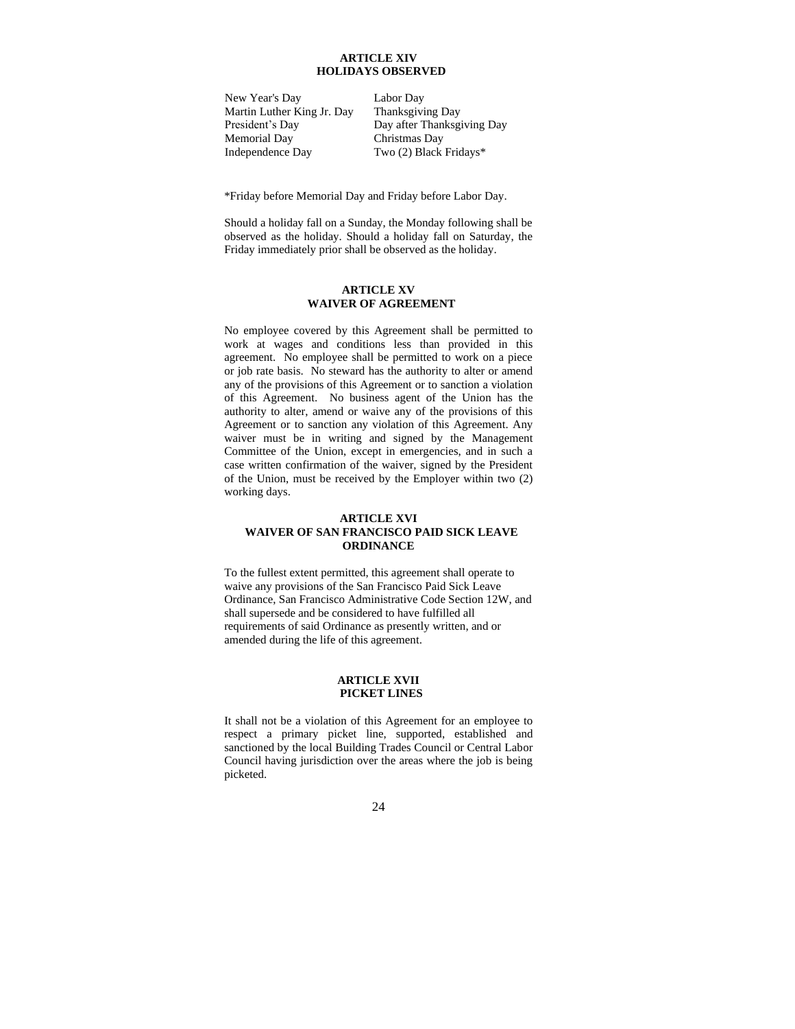## ARTICLE XIV
## HOLIDAYS OBSERVED

| | |
|---|---|
| New Year's Day | Labor Day |
| Martin Luther King Jr. Day | Thanksgiving Day |
| President's Day | Day after Thanksgiving Day |
| Memorial Day | Christmas Day |
| Independence Day | Two (2) Black Fridays* |

*Friday before Memorial Day and Friday before Labor Day.

Should a holiday fall on a Sunday, the Monday following shall be observed as the holiday. Should a holiday fall on Saturday, the Friday immediately prior shall be observed as the holiday.

## ARTICLE XV
## WAIVER OF AGREEMENT

No employee covered by this Agreement shall be permitted to work at wages and conditions less than provided in this agreement. No employee shall be permitted to work on a piece or job rate basis. No steward has the authority to alter or amend any of the provisions of this Agreement or to sanction a violation of this Agreement. No business agent of the Union has the authority to alter, amend or waive any of the provisions of this Agreement or to sanction any violation of this Agreement. Any waiver must be in writing and signed by the Management Committee of the Union, except in emergencies, and in such a case written confirmation of the waiver, signed by the President of the Union, must be received by the Employer within two (2) working days.

## ARTICLE XVI
## WAIVER OF SAN FRANCISCO PAID SICK LEAVE ORDINANCE

To the fullest extent permitted, this agreement shall operate to waive any provisions of the San Francisco Paid Sick Leave Ordinance, San Francisco Administrative Code Section 12W, and shall supersede and be considered to have fulfilled all requirements of said Ordinance as presently written, and or amended during the life of this agreement.

## ARTICLE XVII
## PICKET LINES

It shall not be a violation of this Agreement for an employee to respect a primary picket line, supported, established and sanctioned by the local Building Trades Council or Central Labor Council having jurisdiction over the areas where the job is being picketed.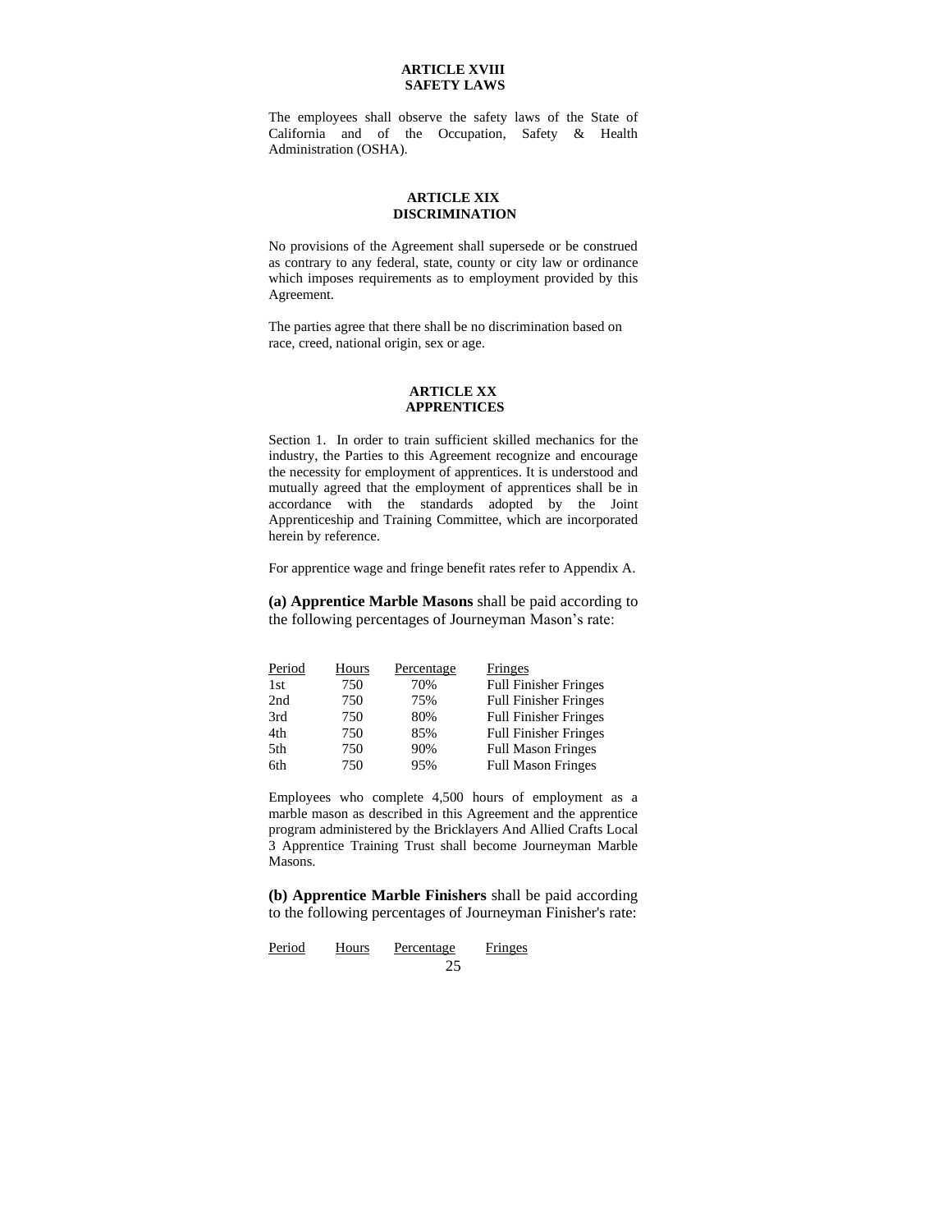## ARTICLE XVIII
## SAFETY LAWS

The employees shall observe the safety laws of the State of California and of the Occupation, Safety & Health Administration (OSHA).

## ARTICLE XIX
## DISCRIMINATION

No provisions of the Agreement shall supersede or be construed as contrary to any federal, state, county or city law or ordinance which imposes requirements as to employment provided by this Agreement.

The parties agree that there shall be no discrimination based on race, creed, national origin, sex or age.

## ARTICLE XX
## APPRENTICES

Section 1. In order to train sufficient skilled mechanics for the industry, the Parties to this Agreement recognize and encourage the necessity for employment of apprentices. It is understood and mutually agreed that the employment of apprentices shall be in accordance with the standards adopted by the Joint Apprenticeship and Training Committee, which are incorporated herein by reference.

For apprentice wage and fringe benefit rates refer to Appendix A.

**(a) Apprentice Marble Masons** shall be paid according to the following percentages of Journeyman Mason's rate:

| Period | Hours | Percentage | Fringes |
|---|---|---|---|
| 1st | 750 | 70% | Full Finisher Fringes |
| 2nd | 750 | 75% | Full Finisher Fringes |
| 3rd | 750 | 80% | Full Finisher Fringes |
| 4th | 750 | 85% | Full Finisher Fringes |
| 5th | 750 | 90% | Full Mason Fringes |
| 6th | 750 | 95% | Full Mason Fringes |

Employees who complete 4,500 hours of employment as a marble mason as described in this Agreement and the apprentice program administered by the Bricklayers And Allied Crafts Local 3 Apprentice Training Trust shall become Journeyman Marble Masons.

**(b) Apprentice Marble Finishers** shall be paid according to the following percentages of Journeyman Finisher's rate:

| Period | Hours | Percentage | Fringes |
|---|---|---|---|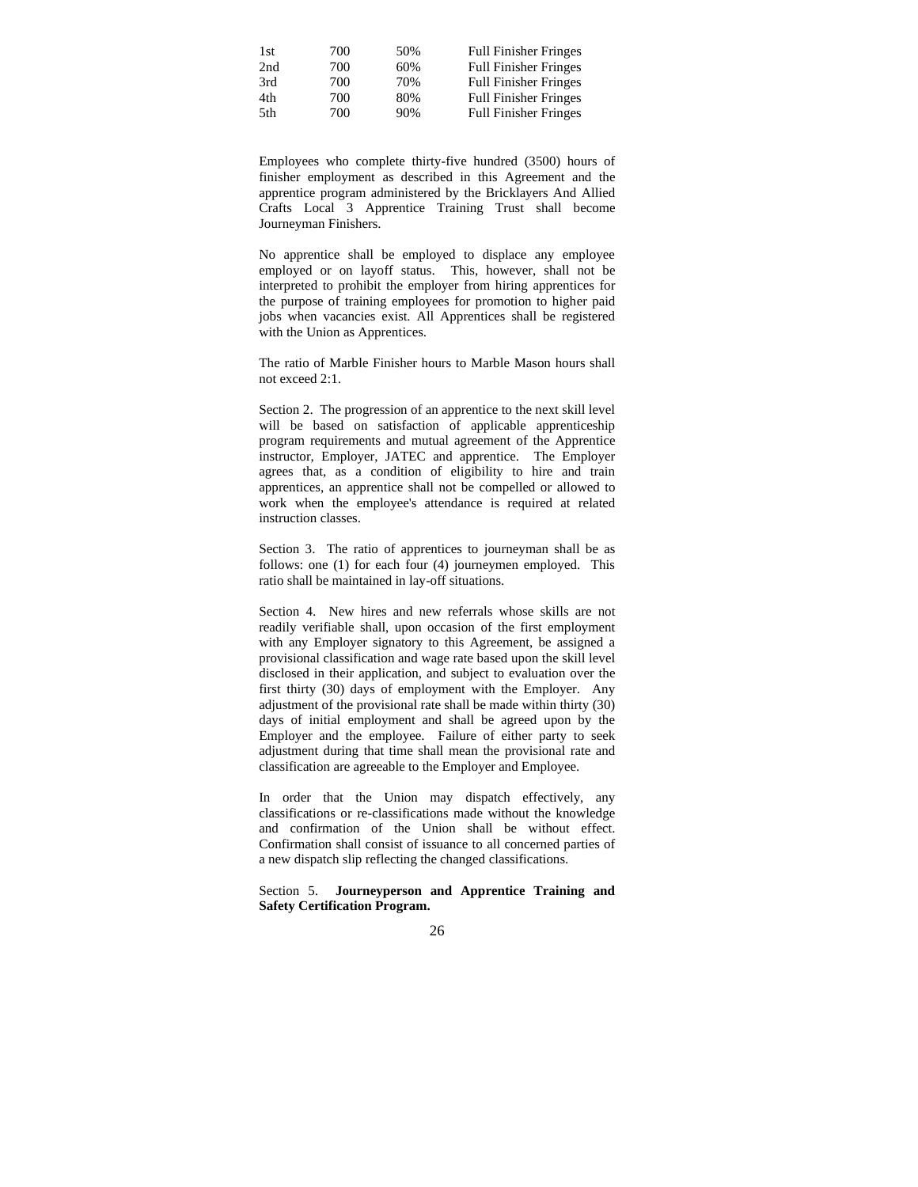| | | | |
|---|---|---|---|
| 1st | 700 | 50% | Full Finisher Fringes |
| 2nd | 700 | 60% | Full Finisher Fringes |
| 3rd | 700 | 70% | Full Finisher Fringes |
| 4th | 700 | 80% | Full Finisher Fringes |
| 5th | 700 | 90% | Full Finisher Fringes |

Employees who complete thirty-five hundred (3500) hours of finisher employment as described in this Agreement and the apprentice program administered by the Bricklayers And Allied Crafts Local 3 Apprentice Training Trust shall become Journeyman Finishers.

No apprentice shall be employed to displace any employee employed or on layoff status. This, however, shall not be interpreted to prohibit the employer from hiring apprentices for the purpose of training employees for promotion to higher paid jobs when vacancies exist. All Apprentices shall be registered with the Union as Apprentices.

The ratio of Marble Finisher hours to Marble Mason hours shall not exceed 2:1.

Section 2. The progression of an apprentice to the next skill level will be based on satisfaction of applicable apprenticeship program requirements and mutual agreement of the Apprentice instructor, Employer, JATEC and apprentice. The Employer agrees that, as a condition of eligibility to hire and train apprentices, an apprentice shall not be compelled or allowed to work when the employee's attendance is required at related instruction classes.

Section 3. The ratio of apprentices to journeyman shall be as follows: one (1) for each four (4) journeymen employed. This ratio shall be maintained in lay-off situations.

Section 4. New hires and new referrals whose skills are not readily verifiable shall, upon occasion of the first employment with any Employer signatory to this Agreement, be assigned a provisional classification and wage rate based upon the skill level disclosed in their application, and subject to evaluation over the first thirty (30) days of employment with the Employer. Any adjustment of the provisional rate shall be made within thirty (30) days of initial employment and shall be agreed upon by the Employer and the employee. Failure of either party to seek adjustment during that time shall mean the provisional rate and classification are agreeable to the Employer and Employee.

In order that the Union may dispatch effectively, any classifications or re-classifications made without the knowledge and confirmation of the Union shall be without effect. Confirmation shall consist of issuance to all concerned parties of a new dispatch slip reflecting the changed classifications.

Section 5. **Journeyperson and Apprentice Training and Safety Certification Program.**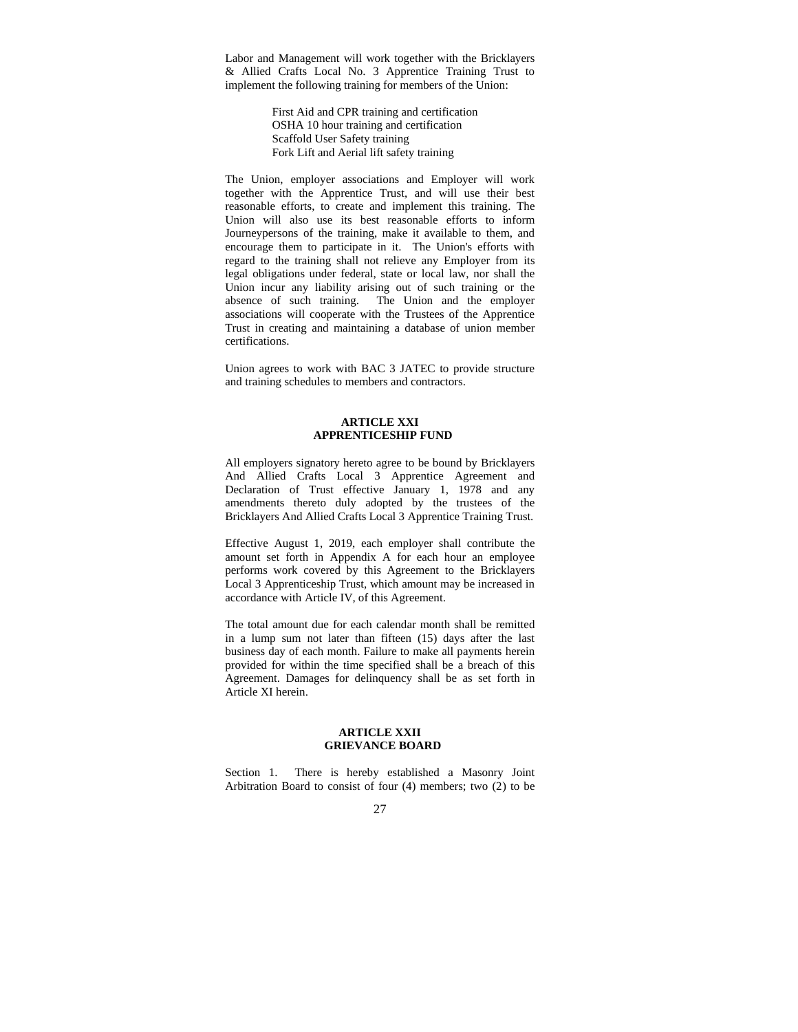Labor and Management will work together with the Bricklayers & Allied Crafts Local No. 3 Apprentice Training Trust to implement the following training for members of the Union:

First Aid and CPR training and certification
OSHA 10 hour training and certification
Scaffold User Safety training
Fork Lift and Aerial lift safety training

The Union, employer associations and Employer will work together with the Apprentice Trust, and will use their best reasonable efforts, to create and implement this training. The Union will also use its best reasonable efforts to inform Journeypersons of the training, make it available to them, and encourage them to participate in it. The Union's efforts with regard to the training shall not relieve any Employer from its legal obligations under federal, state or local law, nor shall the Union incur any liability arising out of such training or the absence of such training. The Union and the employer associations will cooperate with the Trustees of the Apprentice Trust in creating and maintaining a database of union member certifications.

Union agrees to work with BAC 3 JATEC to provide structure and training schedules to members and contractors.

## ARTICLE XXI
## APPRENTICESHIP FUND

All employers signatory hereto agree to be bound by Bricklayers And Allied Crafts Local 3 Apprentice Agreement and Declaration of Trust effective January 1, 1978 and any amendments thereto duly adopted by the trustees of the Bricklayers And Allied Crafts Local 3 Apprentice Training Trust.

Effective August 1, 2019, each employer shall contribute the amount set forth in Appendix A for each hour an employee performs work covered by this Agreement to the Bricklayers Local 3 Apprenticeship Trust, which amount may be increased in accordance with Article IV, of this Agreement.

The total amount due for each calendar month shall be remitted in a lump sum not later than fifteen (15) days after the last business day of each month. Failure to make all payments herein provided for within the time specified shall be a breach of this Agreement. Damages for delinquency shall be as set forth in Article XI herein.

## ARTICLE XXII
## GRIEVANCE BOARD

Section 1. There is hereby established a Masonry Joint Arbitration Board to consist of four (4) members; two (2) to be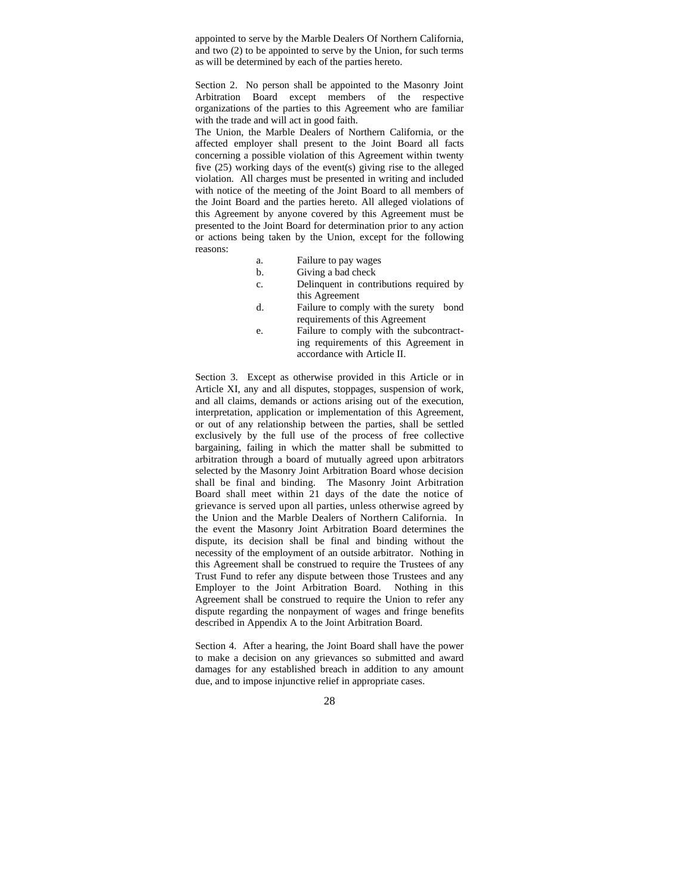appointed to serve by the Marble Dealers Of Northern California, and two (2) to be appointed to serve by the Union, for such terms as will be determined by each of the parties hereto.

Section 2. No person shall be appointed to the Masonry Joint Arbitration Board except members of the respective organizations of the parties to this Agreement who are familiar with the trade and will act in good faith.

The Union, the Marble Dealers of Northern California, or the affected employer shall present to the Joint Board all facts concerning a possible violation of this Agreement within twenty five (25) working days of the event(s) giving rise to the alleged violation. All charges must be presented in writing and included with notice of the meeting of the Joint Board to all members of the Joint Board and the parties hereto. All alleged violations of this Agreement by anyone covered by this Agreement must be presented to the Joint Board for determination prior to any action or actions being taken by the Union, except for the following reasons:

a. Failure to pay wages
b. Giving a bad check
c. Delinquent in contributions required by this Agreement
d. Failure to comply with the surety bond requirements of this Agreement
e. Failure to comply with the subcontracting requirements of this Agreement in accordance with Article II.

Section 3. Except as otherwise provided in this Article or in Article XI, any and all disputes, stoppages, suspension of work, and all claims, demands or actions arising out of the execution, interpretation, application or implementation of this Agreement, or out of any relationship between the parties, shall be settled exclusively by the full use of the process of free collective bargaining, failing in which the matter shall be submitted to arbitration through a board of mutually agreed upon arbitrators selected by the Masonry Joint Arbitration Board whose decision shall be final and binding. The Masonry Joint Arbitration Board shall meet within 21 days of the date the notice of grievance is served upon all parties, unless otherwise agreed by the Union and the Marble Dealers of Northern California. In the event the Masonry Joint Arbitration Board determines the dispute, its decision shall be final and binding without the necessity of the employment of an outside arbitrator. Nothing in this Agreement shall be construed to require the Trustees of any Trust Fund to refer any dispute between those Trustees and any Employer to the Joint Arbitration Board. Nothing in this Agreement shall be construed to require the Union to refer any dispute regarding the nonpayment of wages and fringe benefits described in Appendix A to the Joint Arbitration Board.

Section 4. After a hearing, the Joint Board shall have the power to make a decision on any grievances so submitted and award damages for any established breach in addition to any amount due, and to impose injunctive relief in appropriate cases.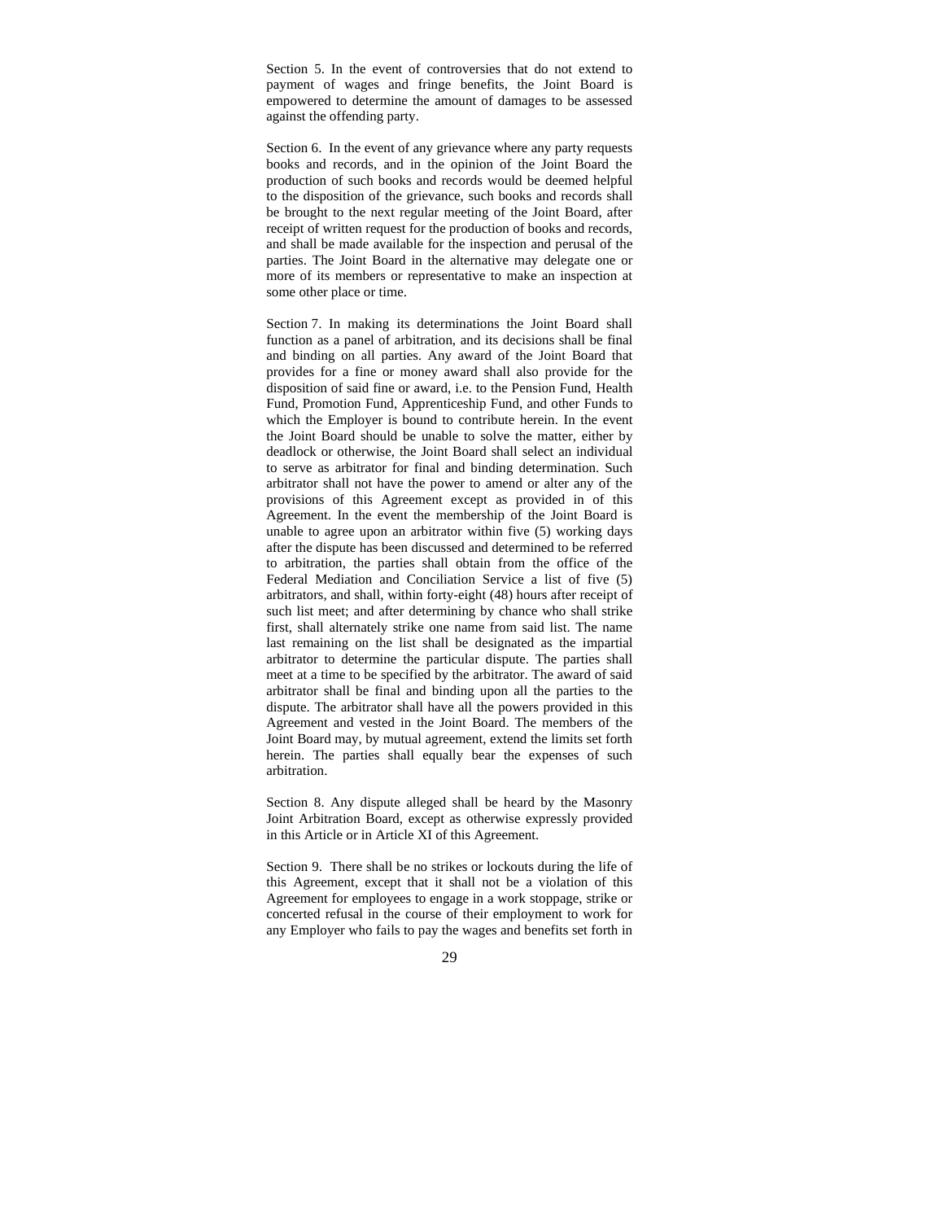Section 5. In the event of controversies that do not extend to payment of wages and fringe benefits, the Joint Board is empowered to determine the amount of damages to be assessed against the offending party.

Section 6. In the event of any grievance where any party requests books and records, and in the opinion of the Joint Board the production of such books and records would be deemed helpful to the disposition of the grievance, such books and records shall be brought to the next regular meeting of the Joint Board, after receipt of written request for the production of books and records, and shall be made available for the inspection and perusal of the parties. The Joint Board in the alternative may delegate one or more of its members or representative to make an inspection at some other place or time.

Section 7. In making its determinations the Joint Board shall function as a panel of arbitration, and its decisions shall be final and binding on all parties. Any award of the Joint Board that provides for a fine or money award shall also provide for the disposition of said fine or award, i.e. to the Pension Fund, Health Fund, Promotion Fund, Apprenticeship Fund, and other Funds to which the Employer is bound to contribute herein. In the event the Joint Board should be unable to solve the matter, either by deadlock or otherwise, the Joint Board shall select an individual to serve as arbitrator for final and binding determination. Such arbitrator shall not have the power to amend or alter any of the provisions of this Agreement except as provided in of this Agreement. In the event the membership of the Joint Board is unable to agree upon an arbitrator within five (5) working days after the dispute has been discussed and determined to be referred to arbitration, the parties shall obtain from the office of the Federal Mediation and Conciliation Service a list of five (5) arbitrators, and shall, within forty-eight (48) hours after receipt of such list meet; and after determining by chance who shall strike first, shall alternately strike one name from said list. The name last remaining on the list shall be designated as the impartial arbitrator to determine the particular dispute. The parties shall meet at a time to be specified by the arbitrator. The award of said arbitrator shall be final and binding upon all the parties to the dispute. The arbitrator shall have all the powers provided in this Agreement and vested in the Joint Board. The members of the Joint Board may, by mutual agreement, extend the limits set forth herein. The parties shall equally bear the expenses of such arbitration.

Section 8. Any dispute alleged shall be heard by the Masonry Joint Arbitration Board, except as otherwise expressly provided in this Article or in Article XI of this Agreement.

Section 9. There shall be no strikes or lockouts during the life of this Agreement, except that it shall not be a violation of this Agreement for employees to engage in a work stoppage, strike or concerted refusal in the course of their employment to work for any Employer who fails to pay the wages and benefits set forth in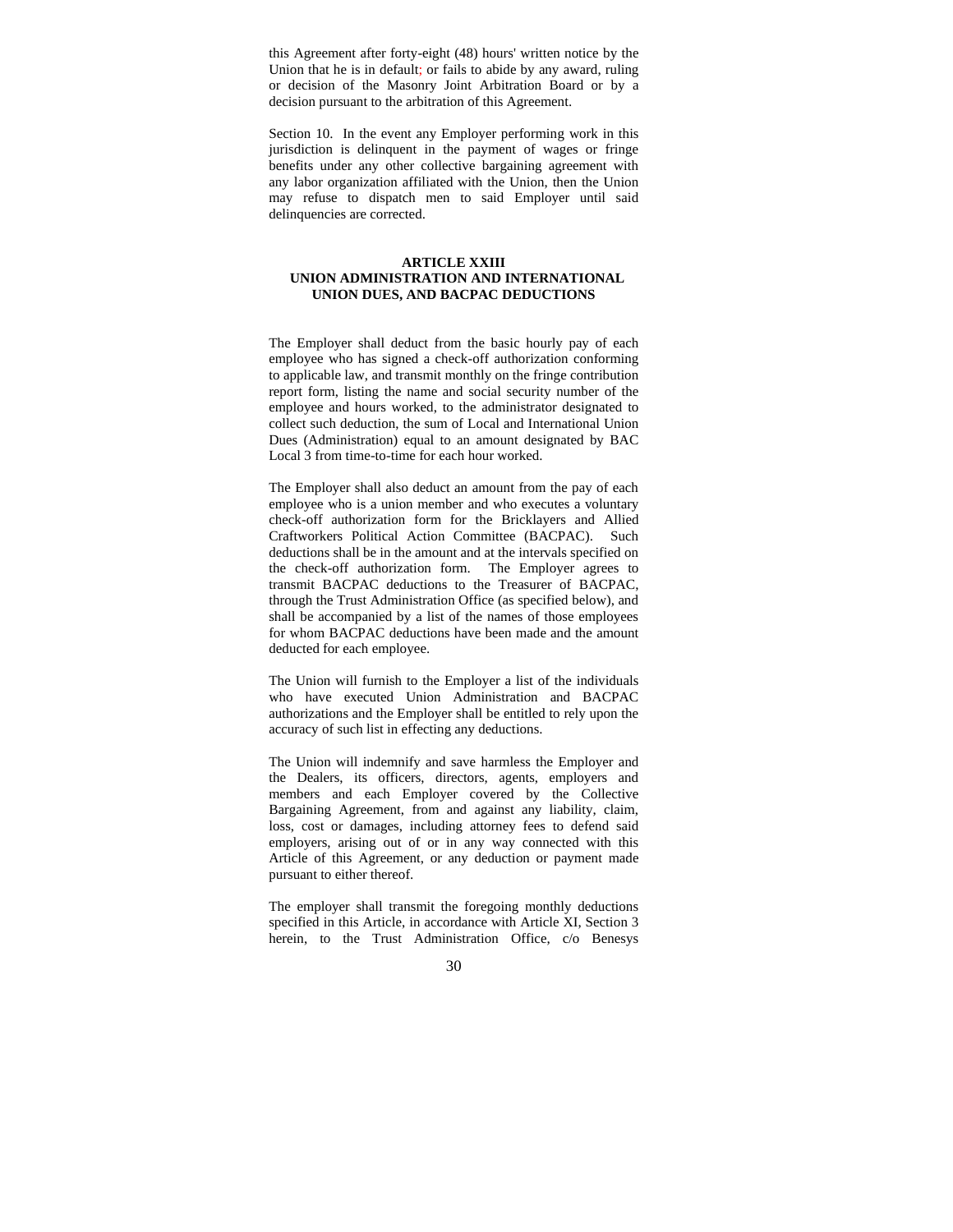this Agreement after forty-eight (48) hours' written notice by the Union that he is in default; or fails to abide by any award, ruling or decision of the Masonry Joint Arbitration Board or by a decision pursuant to the arbitration of this Agreement.

Section 10. In the event any Employer performing work in this jurisdiction is delinquent in the payment of wages or fringe benefits under any other collective bargaining agreement with any labor organization affiliated with the Union, then the Union may refuse to dispatch men to said Employer until said delinquencies are corrected.

## ARTICLE XXIII
## UNION ADMINISTRATION AND INTERNATIONAL UNION DUES, AND BACPAC DEDUCTIONS

The Employer shall deduct from the basic hourly pay of each employee who has signed a check-off authorization conforming to applicable law, and transmit monthly on the fringe contribution report form, listing the name and social security number of the employee and hours worked, to the administrator designated to collect such deduction, the sum of Local and International Union Dues (Administration) equal to an amount designated by BAC Local 3 from time-to-time for each hour worked.

The Employer shall also deduct an amount from the pay of each employee who is a union member and who executes a voluntary check-off authorization form for the Bricklayers and Allied Craftworkers Political Action Committee (BACPAC). Such deductions shall be in the amount and at the intervals specified on the check-off authorization form. The Employer agrees to transmit BACPAC deductions to the Treasurer of BACPAC, through the Trust Administration Office (as specified below), and shall be accompanied by a list of the names of those employees for whom BACPAC deductions have been made and the amount deducted for each employee.

The Union will furnish to the Employer a list of the individuals who have executed Union Administration and BACPAC authorizations and the Employer shall be entitled to rely upon the accuracy of such list in effecting any deductions.

The Union will indemnify and save harmless the Employer and the Dealers, its officers, directors, agents, employers and members and each Employer covered by the Collective Bargaining Agreement, from and against any liability, claim, loss, cost or damages, including attorney fees to defend said employers, arising out of or in any way connected with this Article of this Agreement, or any deduction or payment made pursuant to either thereof.

The employer shall transmit the foregoing monthly deductions specified in this Article, in accordance with Article XI, Section 3 herein, to the Trust Administration Office, c/o Benesys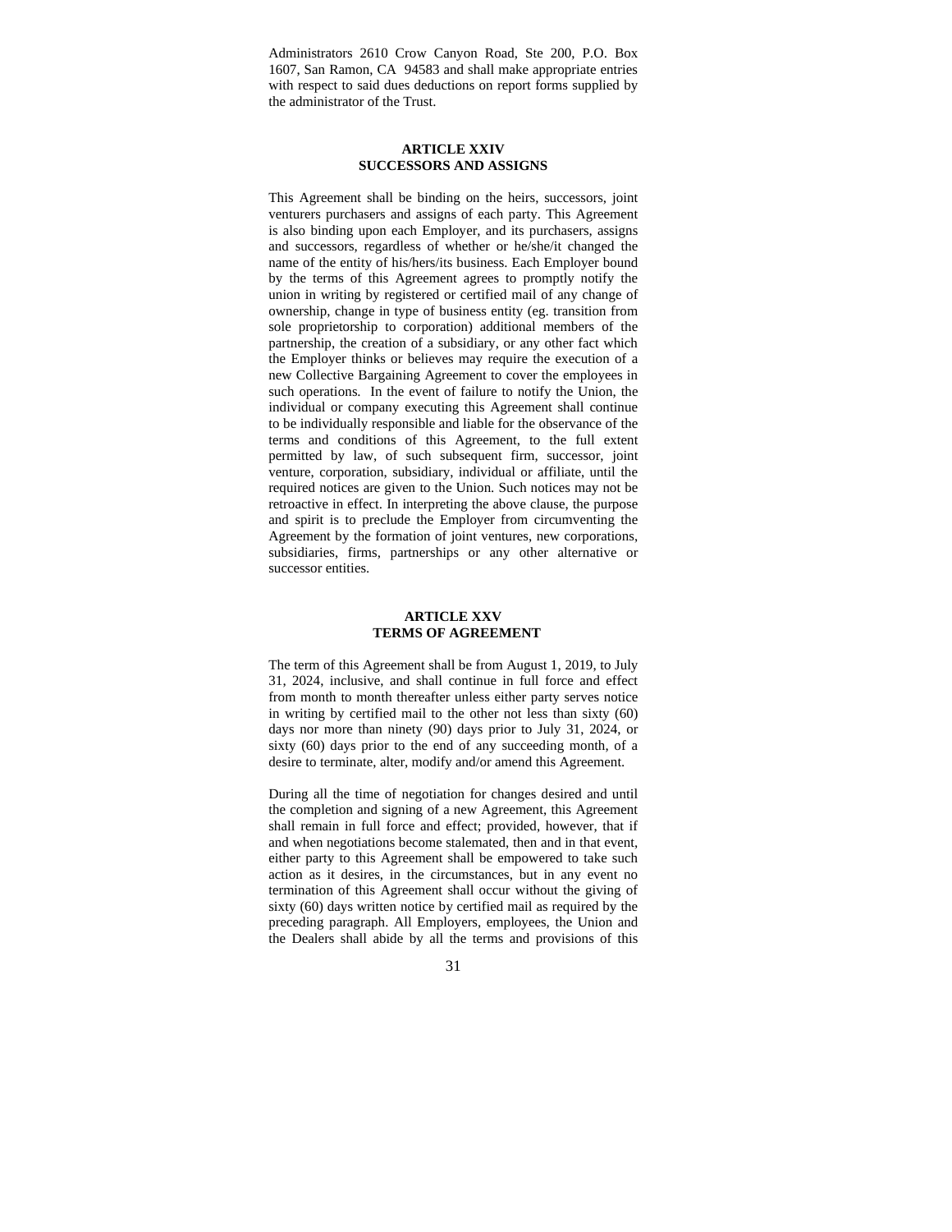Administrators 2610 Crow Canyon Road, Ste 200, P.O. Box 1607, San Ramon, CA 94583 and shall make appropriate entries with respect to said dues deductions on report forms supplied by the administrator of the Trust.

## ARTICLE XXIV
## SUCCESSORS AND ASSIGNS

This Agreement shall be binding on the heirs, successors, joint venturers purchasers and assigns of each party. This Agreement is also binding upon each Employer, and its purchasers, assigns and successors, regardless of whether or he/she/it changed the name of the entity of his/hers/its business. Each Employer bound by the terms of this Agreement agrees to promptly notify the union in writing by registered or certified mail of any change of ownership, change in type of business entity (eg. transition from sole proprietorship to corporation) additional members of the partnership, the creation of a subsidiary, or any other fact which the Employer thinks or believes may require the execution of a new Collective Bargaining Agreement to cover the employees in such operations. In the event of failure to notify the Union, the individual or company executing this Agreement shall continue to be individually responsible and liable for the observance of the terms and conditions of this Agreement, to the full extent permitted by law, of such subsequent firm, successor, joint venture, corporation, subsidiary, individual or affiliate, until the required notices are given to the Union. Such notices may not be retroactive in effect. In interpreting the above clause, the purpose and spirit is to preclude the Employer from circumventing the Agreement by the formation of joint ventures, new corporations, subsidiaries, firms, partnerships or any other alternative or successor entities.

## ARTICLE XXV
## TERMS OF AGREEMENT

The term of this Agreement shall be from August 1, 2019, to July 31, 2024, inclusive, and shall continue in full force and effect from month to month thereafter unless either party serves notice in writing by certified mail to the other not less than sixty (60) days nor more than ninety (90) days prior to July 31, 2024, or sixty (60) days prior to the end of any succeeding month, of a desire to terminate, alter, modify and/or amend this Agreement.

During all the time of negotiation for changes desired and until the completion and signing of a new Agreement, this Agreement shall remain in full force and effect; provided, however, that if and when negotiations become stalemated, then and in that event, either party to this Agreement shall be empowered to take such action as it desires, in the circumstances, but in any event no termination of this Agreement shall occur without the giving of sixty (60) days written notice by certified mail as required by the preceding paragraph. All Employers, employees, the Union and the Dealers shall abide by all the terms and provisions of this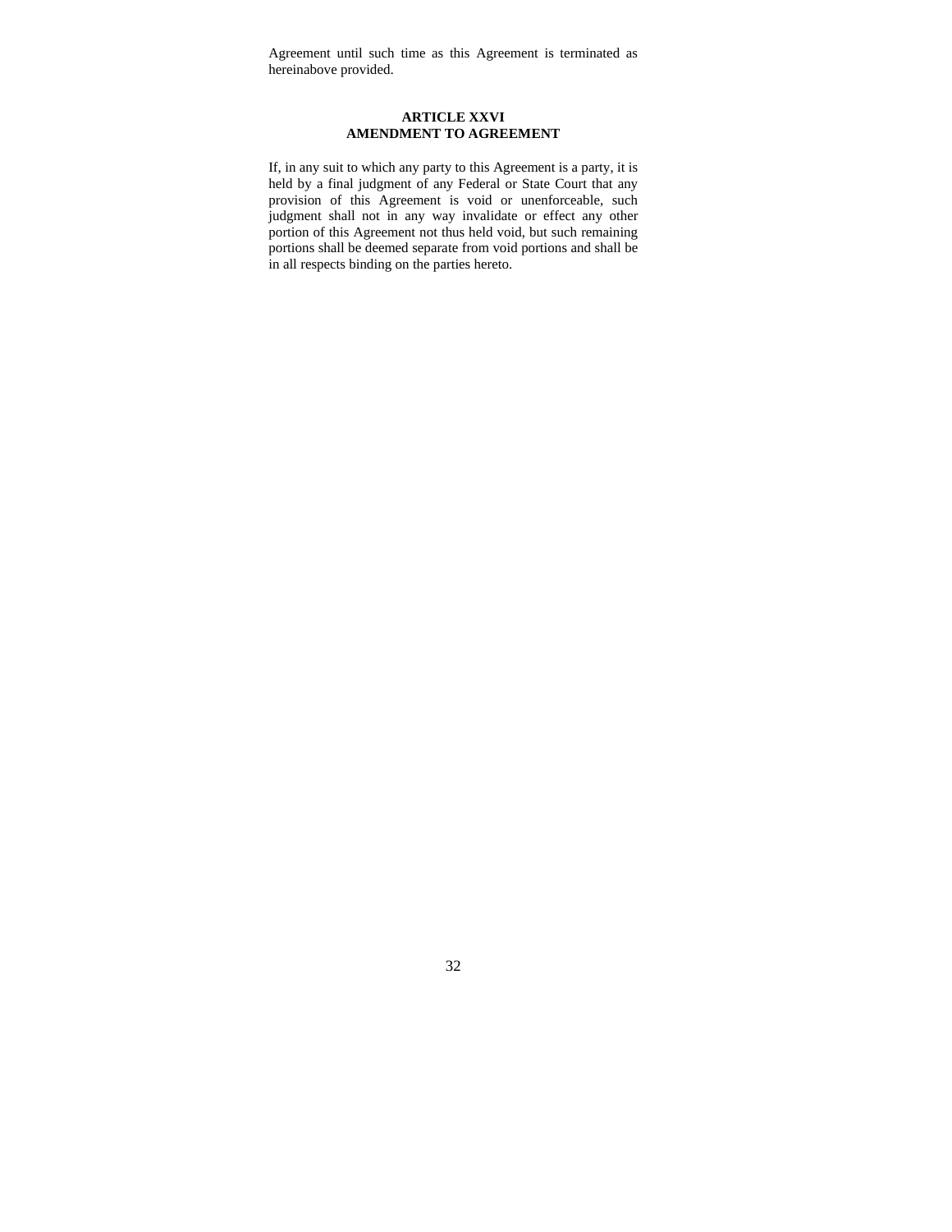Agreement until such time as this Agreement is terminated as hereinabove provided.

## ARTICLE XXVI
## AMENDMENT TO AGREEMENT

If, in any suit to which any party to this Agreement is a party, it is held by a final judgment of any Federal or State Court that any provision of this Agreement is void or unenforceable, such judgment shall not in any way invalidate or effect any other portion of this Agreement not thus held void, but such remaining portions shall be deemed separate from void portions and shall be in all respects binding on the parties hereto.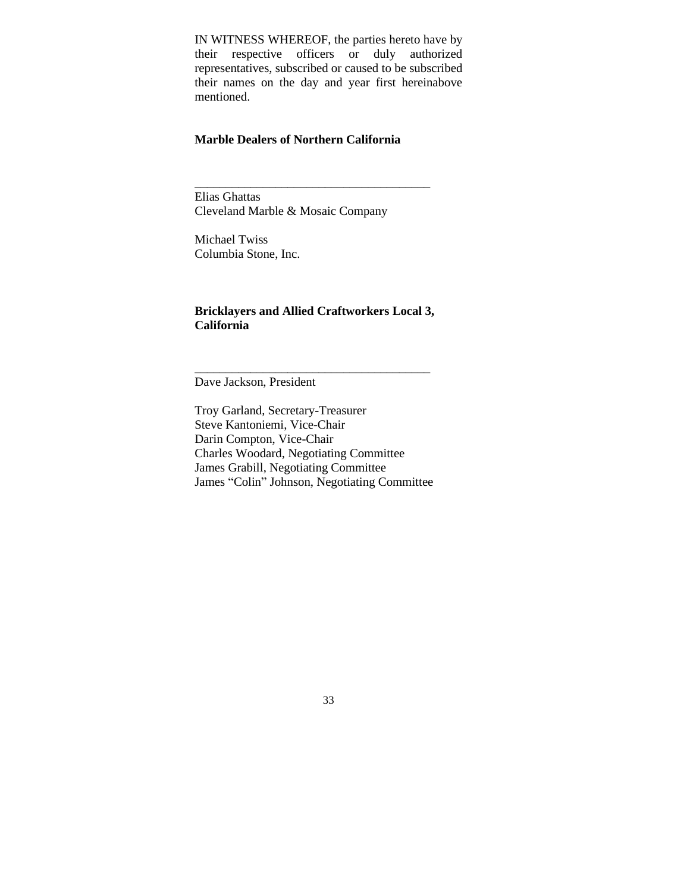IN WITNESS WHEREOF, the parties hereto have by their respective officers or duly authorized representatives, subscribed or caused to be subscribed their names on the day and year first hereinabove mentioned.

**Marble Dealers of Northern California**

\_\_\_\_\_\_\_\_\_\_\_\_\_\_\_\_\_\_\_\_\_\_\_\_\_\_\_\_\_\_\_\_\_\_\_\_\_\_

Elias Ghattas
Cleveland Marble & Mosaic Company

Michael Twiss
Columbia Stone, Inc.

**Bricklayers and Allied Craftworkers Local 3, California**

\_\_\_\_\_\_\_\_\_\_\_\_\_\_\_\_\_\_\_\_\_\_\_\_\_\_\_\_\_\_\_\_\_\_\_\_\_\_

Dave Jackson, President

Troy Garland, Secretary-Treasurer
Steve Kantoniemi, Vice-Chair
Darin Compton, Vice-Chair
Charles Woodard, Negotiating Committee
James Grabill, Negotiating Committee
James "Colin" Johnson, Negotiating Committee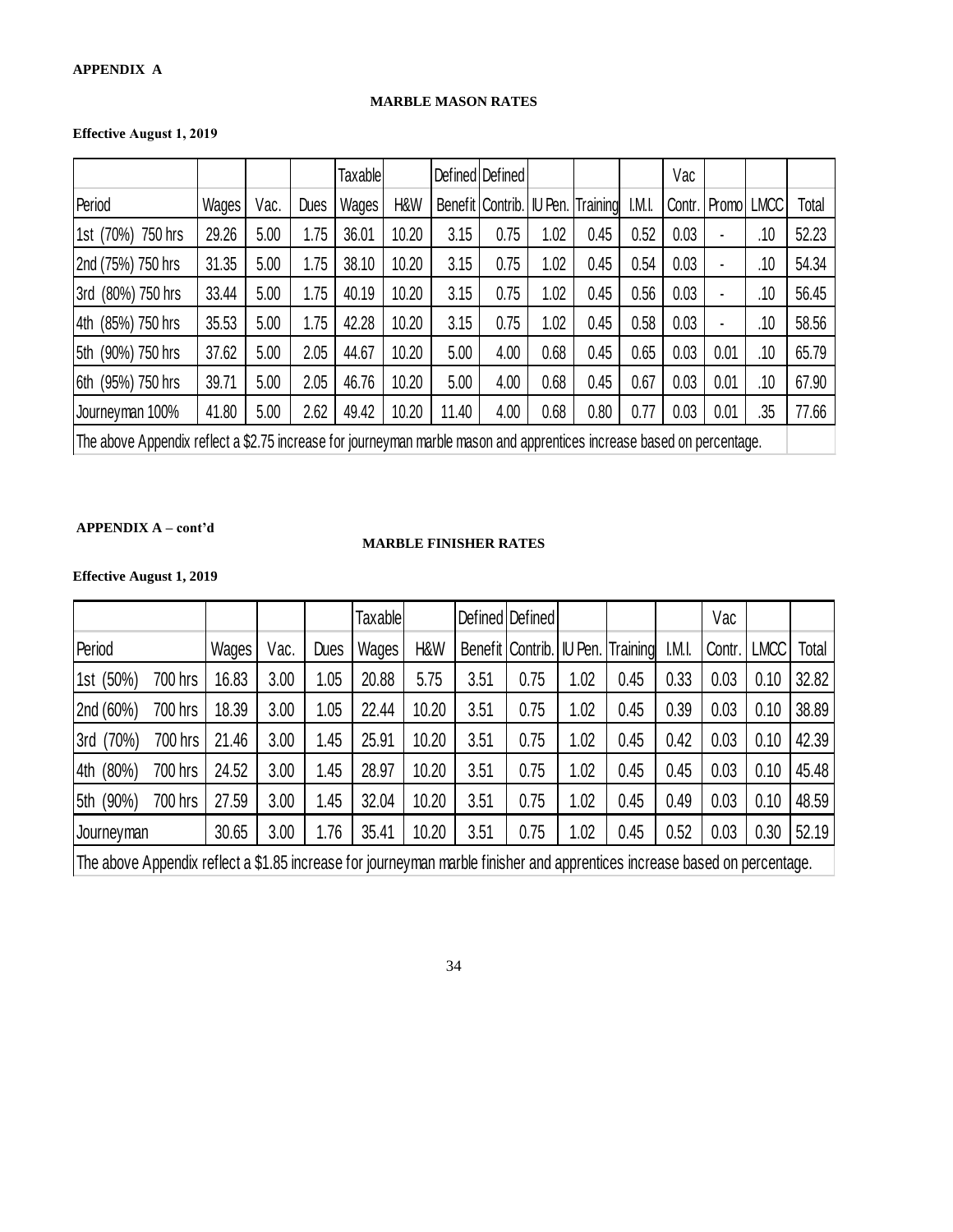**APPENDIX A**

**MARBLE MASON RATES**

**Effective August 1, 2019**

| | | | | Taxable | | Defined | Defined | | | | Vac | | | |
|---|---|---|---|---|---|---|---|---|---|---|---|---|---|---|
| Period | Wages | Vac. | Dues | Wages | H&W | Benefit | Contrib. | IU Pen. | Training | I.M.I. | Contr. | Promo | LMCC | Total |
| 1st (70%) 750 hrs | 29.26 | 5.00 | 1.75 | 36.01 | 10.20 | 3.15 | 0.75 | 1.02 | 0.45 | 0.52 | 0.03 | - | .10 | 52.23 |
| 2nd (75%) 750 hrs | 31.35 | 5.00 | 1.75 | 38.10 | 10.20 | 3.15 | 0.75 | 1.02 | 0.45 | 0.54 | 0.03 | - | .10 | 54.34 |
| 3rd (80%) 750 hrs | 33.44 | 5.00 | 1.75 | 40.19 | 10.20 | 3.15 | 0.75 | 1.02 | 0.45 | 0.56 | 0.03 | - | .10 | 56.45 |
| 4th (85%) 750 hrs | 35.53 | 5.00 | 1.75 | 42.28 | 10.20 | 3.15 | 0.75 | 1.02 | 0.45 | 0.58 | 0.03 | - | .10 | 58.56 |
| 5th (90%) 750 hrs | 37.62 | 5.00 | 2.05 | 44.67 | 10.20 | 5.00 | 4.00 | 0.68 | 0.45 | 0.65 | 0.03 | 0.01 | .10 | 65.79 |
| 6th (95%) 750 hrs | 39.71 | 5.00 | 2.05 | 46.76 | 10.20 | 5.00 | 4.00 | 0.68 | 0.45 | 0.67 | 0.03 | 0.01 | .10 | 67.90 |
| Journeyman 100% | 41.80 | 5.00 | 2.62 | 49.42 | 10.20 | 11.40 | 4.00 | 0.68 | 0.80 | 0.77 | 0.03 | 0.01 | .35 | 77.66 |

The above Appendix reflect a $2.75 increase for journeyman marble mason and apprentices increase based on percentage.

**APPENDIX A – cont'd**

**MARBLE FINISHER RATES**

**Effective August 1, 2019**

| | | | | Taxable | | Defined | Defined | | | | Vac | | |
|---|---|---|---|---|---|---|---|---|---|---|---|---|---|
| Period | Wages | Vac. | Dues | Wages | H&W | Benefit | Contrib. | IU Pen. | Training | I.M.I. | Contr. | LMCC | Total |
| 1st (50%) 700 hrs | 16.83 | 3.00 | 1.05 | 20.88 | 5.75 | 3.51 | 0.75 | 1.02 | 0.45 | 0.33 | 0.03 | 0.10 | 32.82 |
| 2nd (60%) 700 hrs | 18.39 | 3.00 | 1.05 | 22.44 | 10.20 | 3.51 | 0.75 | 1.02 | 0.45 | 0.39 | 0.03 | 0.10 | 38.89 |
| 3rd (70%) 700 hrs | 21.46 | 3.00 | 1.45 | 25.91 | 10.20 | 3.51 | 0.75 | 1.02 | 0.45 | 0.42 | 0.03 | 0.10 | 42.39 |
| 4th (80%) 700 hrs | 24.52 | 3.00 | 1.45 | 28.97 | 10.20 | 3.51 | 0.75 | 1.02 | 0.45 | 0.45 | 0.03 | 0.10 | 45.48 |
| 5th (90%) 700 hrs | 27.59 | 3.00 | 1.45 | 32.04 | 10.20 | 3.51 | 0.75 | 1.02 | 0.45 | 0.49 | 0.03 | 0.10 | 48.59 |
| Journeyman | 30.65 | 3.00 | 1.76 | 35.41 | 10.20 | 3.51 | 0.75 | 1.02 | 0.45 | 0.52 | 0.03 | 0.30 | 52.19 |

The above Appendix reflect a $1.85 increase for journeyman marble finisher and apprentices increase based on percentage.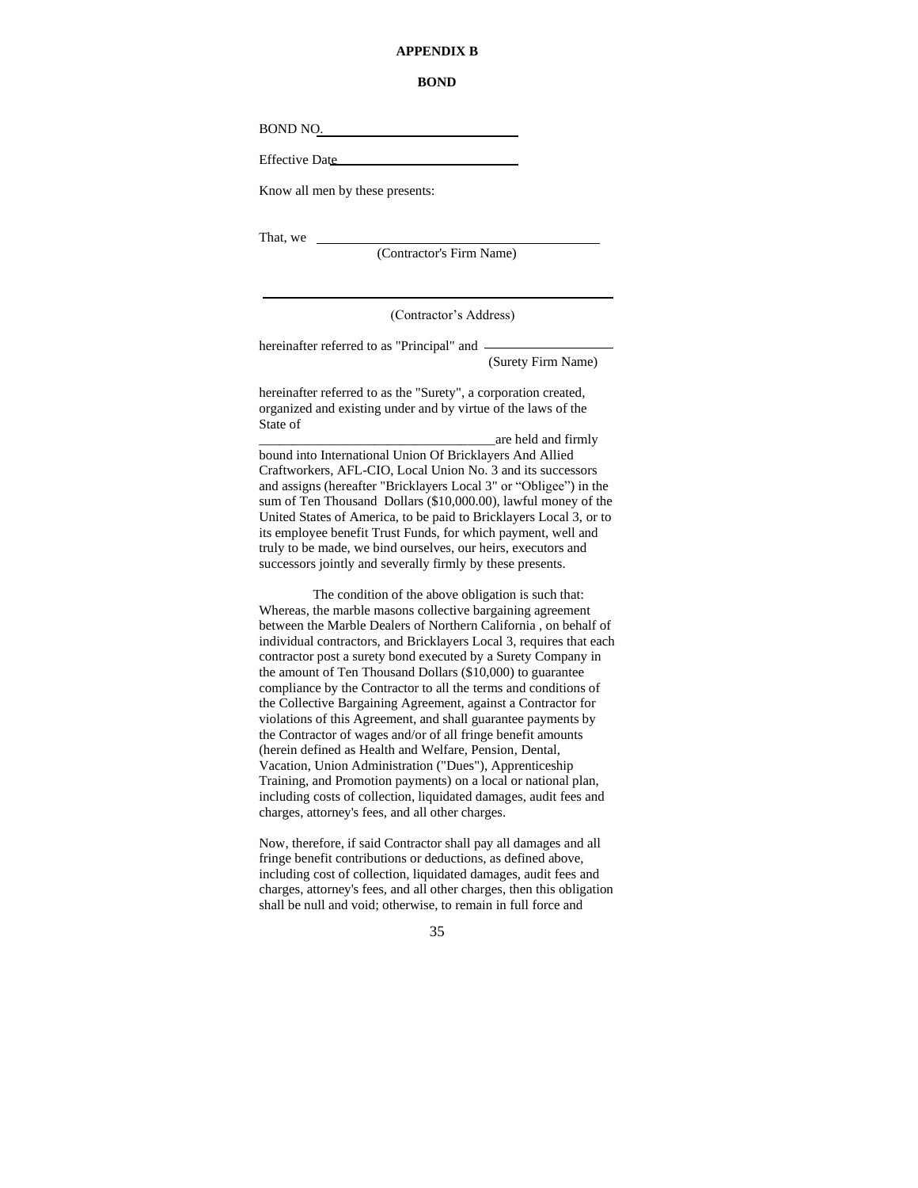**APPENDIX B**

**BOND**

BOND NO.\_\_\_\_\_\_\_\_\_\_\_\_\_\_\_\_\_\_\_\_\_\_\_\_\_\_\_\_

Effective Date\_\_\_\_\_\_\_\_\_\_\_\_\_\_\_\_\_\_\_\_\_\_\_\_\_\_

Know all men by these presents:

That, we \_\_\_\_\_\_\_\_\_\_\_\_\_\_\_\_\_\_\_\_\_\_\_\_\_\_\_\_\_\_\_\_\_\_\_\_\_\_\_\_\_\_
(Contractor's Firm Name)

\_\_\_\_\_\_\_\_\_\_\_\_\_\_\_\_\_\_\_\_\_\_\_\_\_\_\_\_\_\_\_\_\_\_\_\_\_\_\_\_\_\_\_\_\_\_\_\_\_\_
(Contractor's Address)

hereinafter referred to as "Principal" and \_\_\_\_\_\_\_\_\_\_\_\_\_\_\_\_\_\_\_\_
(Surety Firm Name)

hereinafter referred to as the "Surety", a corporation created, organized and existing under and by virtue of the laws of the State of
\_\_\_\_\_\_\_\_\_\_\_\_\_\_\_\_\_\_\_\_\_\_\_\_\_\_\_\_\_\_\_\_\_\_\_are held and firmly bound into International Union Of Bricklayers And Allied Craftworkers, AFL-CIO, Local Union No. 3 and its successors and assigns (hereafter "Bricklayers Local 3" or "Obligee") in the sum of Ten Thousand Dollars ($10,000.00), lawful money of the United States of America, to be paid to Bricklayers Local 3, or to its employee benefit Trust Funds, for which payment, well and truly to be made, we bind ourselves, our heirs, executors and successors jointly and severally firmly by these presents.

The condition of the above obligation is such that: Whereas, the marble masons collective bargaining agreement between the Marble Dealers of Northern California , on behalf of individual contractors, and Bricklayers Local 3, requires that each contractor post a surety bond executed by a Surety Company in the amount of Ten Thousand Dollars ($10,000) to guarantee compliance by the Contractor to all the terms and conditions of the Collective Bargaining Agreement, against a Contractor for violations of this Agreement, and shall guarantee payments by the Contractor of wages and/or of all fringe benefit amounts (herein defined as Health and Welfare, Pension, Dental, Vacation, Union Administration ("Dues"), Apprenticeship Training, and Promotion payments) on a local or national plan, including costs of collection, liquidated damages, audit fees and charges, attorney's fees, and all other charges.

Now, therefore, if said Contractor shall pay all damages and all fringe benefit contributions or deductions, as defined above, including cost of collection, liquidated damages, audit fees and charges, attorney's fees, and all other charges, then this obligation shall be null and void; otherwise, to remain in full force and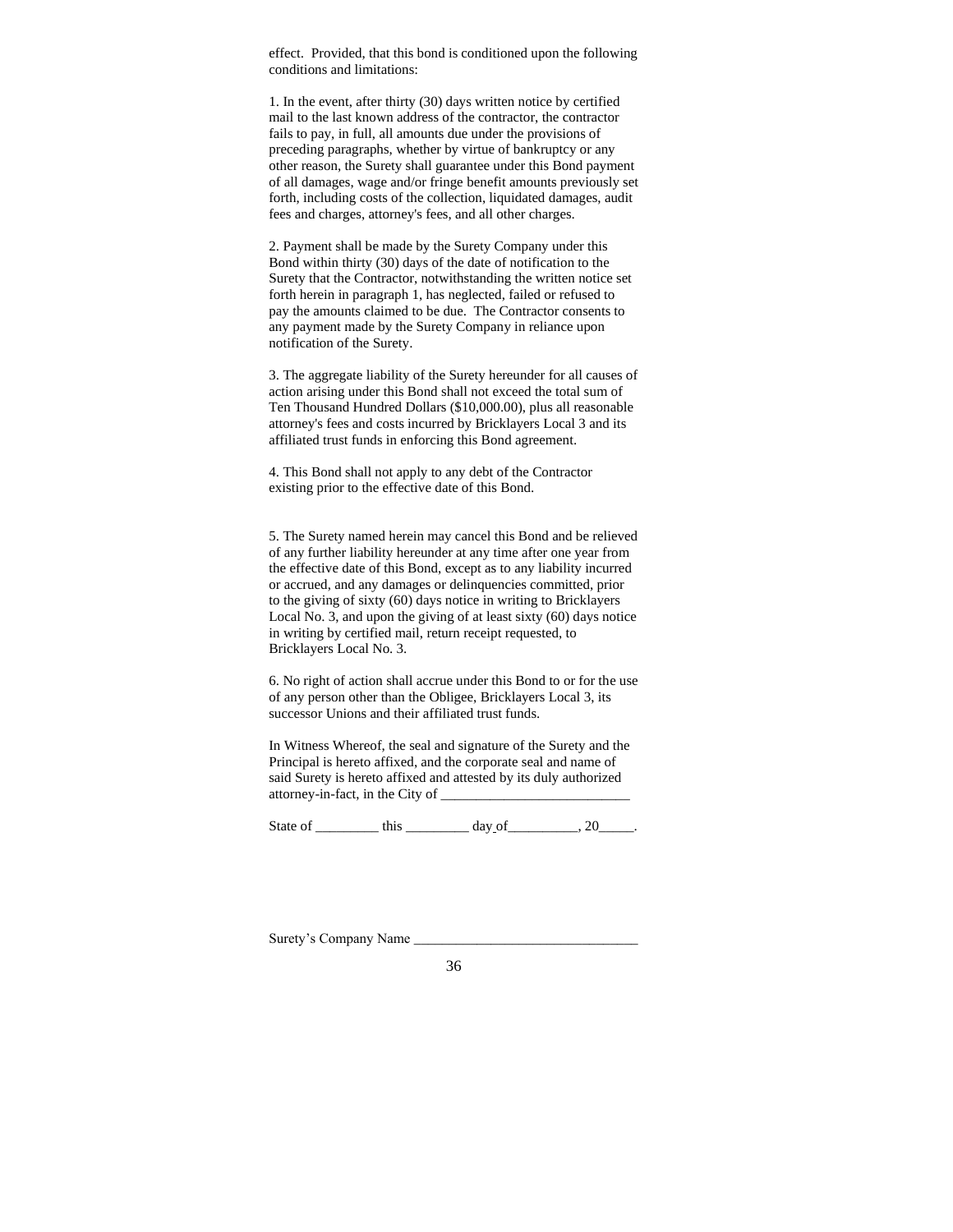effect. Provided, that this bond is conditioned upon the following conditions and limitations:

1. In the event, after thirty (30) days written notice by certified mail to the last known address of the contractor, the contractor fails to pay, in full, all amounts due under the provisions of preceding paragraphs, whether by virtue of bankruptcy or any other reason, the Surety shall guarantee under this Bond payment of all damages, wage and/or fringe benefit amounts previously set forth, including costs of the collection, liquidated damages, audit fees and charges, attorney's fees, and all other charges.

2. Payment shall be made by the Surety Company under this Bond within thirty (30) days of the date of notification to the Surety that the Contractor, notwithstanding the written notice set forth herein in paragraph 1, has neglected, failed or refused to pay the amounts claimed to be due. The Contractor consents to any payment made by the Surety Company in reliance upon notification of the Surety.

3. The aggregate liability of the Surety hereunder for all causes of action arising under this Bond shall not exceed the total sum of Ten Thousand Hundred Dollars ($10,000.00), plus all reasonable attorney's fees and costs incurred by Bricklayers Local 3 and its affiliated trust funds in enforcing this Bond agreement.

4. This Bond shall not apply to any debt of the Contractor existing prior to the effective date of this Bond.

5. The Surety named herein may cancel this Bond and be relieved of any further liability hereunder at any time after one year from the effective date of this Bond, except as to any liability incurred or accrued, and any damages or delinquencies committed, prior to the giving of sixty (60) days notice in writing to Bricklayers Local No. 3, and upon the giving of at least sixty (60) days notice in writing by certified mail, return receipt requested, to Bricklayers Local No. 3.

6. No right of action shall accrue under this Bond to or for the use of any person other than the Obligee, Bricklayers Local 3, its successor Unions and their affiliated trust funds.

In Witness Whereof, the seal and signature of the Surety and the Principal is hereto affixed, and the corporate seal and name of said Surety is hereto affixed and attested by its duly authorized attorney-in-fact, in the City of ___________________________

State of _________ this _________ day of__________, 20_____.

Surety's Company Name ________________________________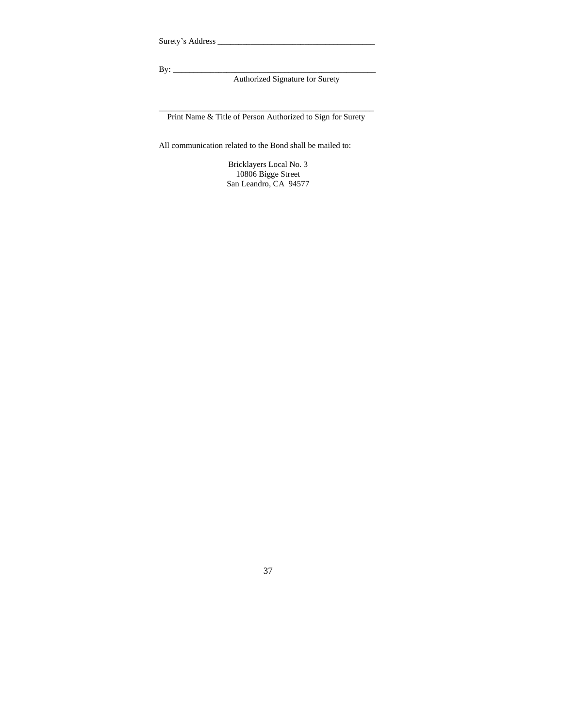Surety's Address ______________________________________

By: __________________________________________________
Authorized Signature for Surety

_____________________________________________________
Print Name & Title of Person Authorized to Sign for Surety

All communication related to the Bond shall be mailed to:

Bricklayers Local No. 3
10806 Bigge Street
San Leandro, CA 94577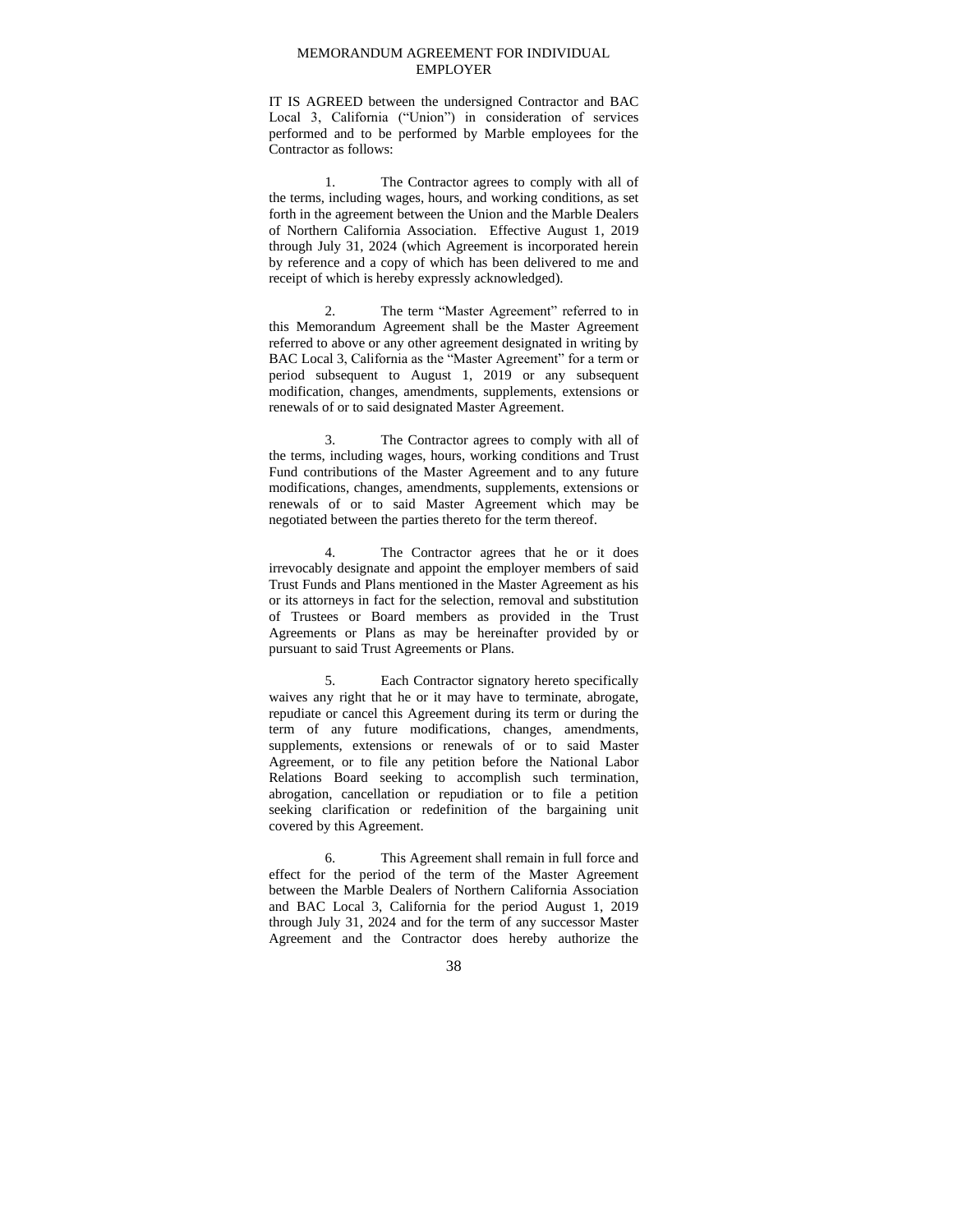# MEMORANDUM AGREEMENT FOR INDIVIDUAL EMPLOYER

IT IS AGREED between the undersigned Contractor and BAC Local 3, California ("Union") in consideration of services performed and to be performed by Marble employees for the Contractor as follows:

1. The Contractor agrees to comply with all of the terms, including wages, hours, and working conditions, as set forth in the agreement between the Union and the Marble Dealers of Northern California Association. Effective August 1, 2019 through July 31, 2024 (which Agreement is incorporated herein by reference and a copy of which has been delivered to me and receipt of which is hereby expressly acknowledged).

2. The term "Master Agreement" referred to in this Memorandum Agreement shall be the Master Agreement referred to above or any other agreement designated in writing by BAC Local 3, California as the "Master Agreement" for a term or period subsequent to August 1, 2019 or any subsequent modification, changes, amendments, supplements, extensions or renewals of or to said designated Master Agreement.

3. The Contractor agrees to comply with all of the terms, including wages, hours, working conditions and Trust Fund contributions of the Master Agreement and to any future modifications, changes, amendments, supplements, extensions or renewals of or to said Master Agreement which may be negotiated between the parties thereto for the term thereof.

4. The Contractor agrees that he or it does irrevocably designate and appoint the employer members of said Trust Funds and Plans mentioned in the Master Agreement as his or its attorneys in fact for the selection, removal and substitution of Trustees or Board members as provided in the Trust Agreements or Plans as may be hereinafter provided by or pursuant to said Trust Agreements or Plans.

5. Each Contractor signatory hereto specifically waives any right that he or it may have to terminate, abrogate, repudiate or cancel this Agreement during its term or during the term of any future modifications, changes, amendments, supplements, extensions or renewals of or to said Master Agreement, or to file any petition before the National Labor Relations Board seeking to accomplish such termination, abrogation, cancellation or repudiation or to file a petition seeking clarification or redefinition of the bargaining unit covered by this Agreement.

6. This Agreement shall remain in full force and effect for the period of the term of the Master Agreement between the Marble Dealers of Northern California Association and BAC Local 3, California for the period August 1, 2019 through July 31, 2024 and for the term of any successor Master Agreement and the Contractor does hereby authorize the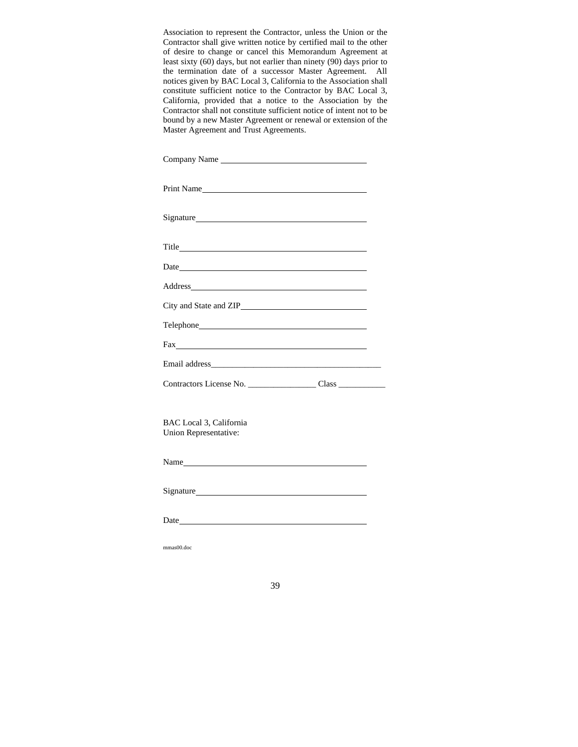Association to represent the Contractor, unless the Union or the Contractor shall give written notice by certified mail to the other of desire to change or cancel this Memorandum Agreement at least sixty (60) days, but not earlier than ninety (90) days prior to the termination date of a successor Master Agreement. All notices given by BAC Local 3, California to the Association shall constitute sufficient notice to the Contractor by BAC Local 3, California, provided that a notice to the Association by the Contractor shall not constitute sufficient notice of intent not to be bound by a new Master Agreement or renewal or extension of the Master Agreement and Trust Agreements.

Company Name ________________________________

Print Name________________________________

Signature________________________________

Title________________________________

Date________________________________

Address________________________________

City and State and ZIP________________________

Telephone________________________________

Fax________________________________

Email address________________________________

Contractors License No. ________________ Class ___________

BAC Local 3, California
Union Representative:

Name________________________________

Signature________________________________

Date________________________________

mmas00.doc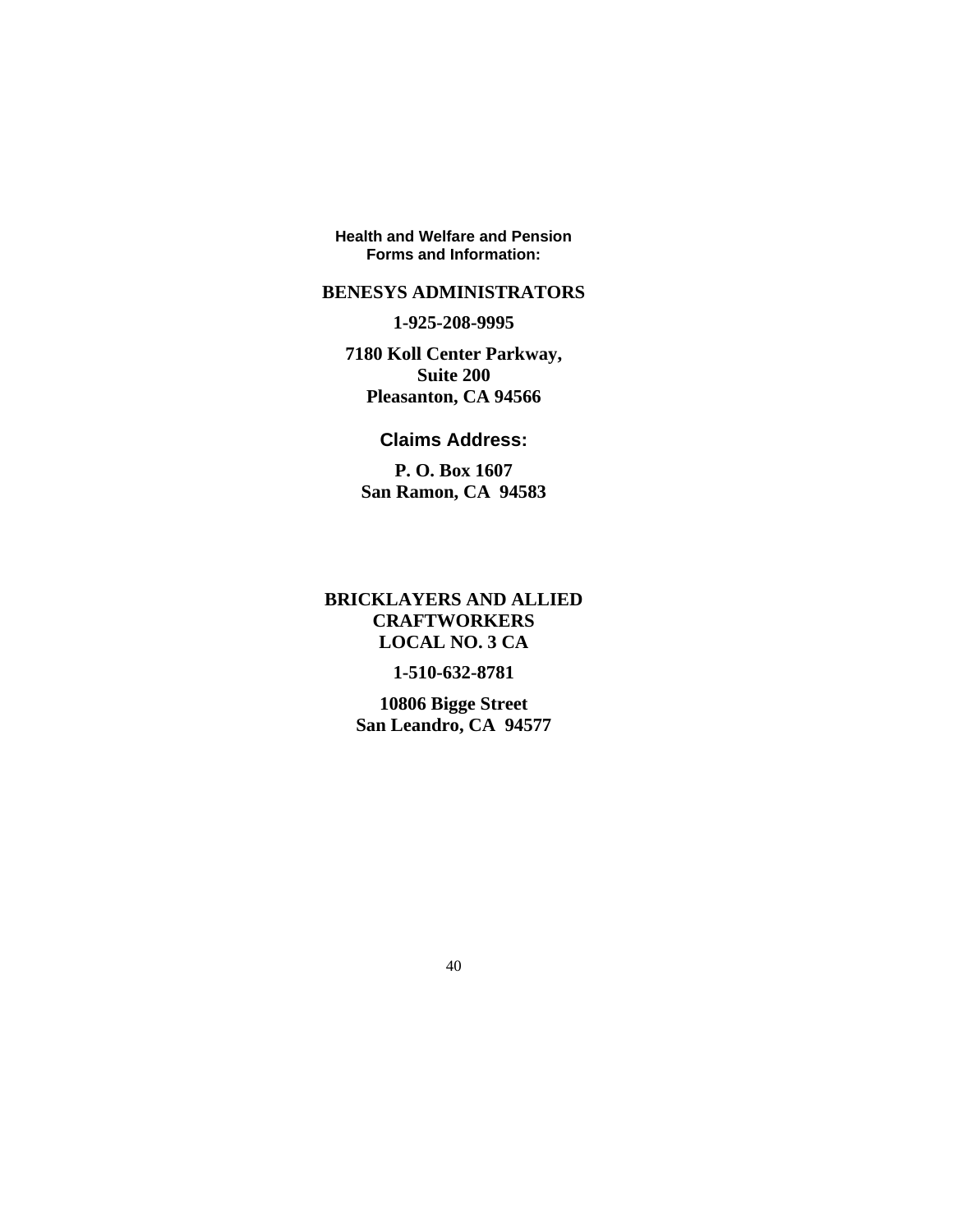**Health and Welfare and Pension**
**Forms and Information:**

**BENESYS ADMINISTRATORS**

**1-925-208-9995**

**7180 Koll Center Parkway,**
**Suite 200**
**Pleasanton, CA 94566**

**Claims Address:**

**P. O. Box 1607**
**San Ramon, CA 94583**

**BRICKLAYERS AND ALLIED CRAFTWORKERS**
**LOCAL NO. 3 CA**

**1-510-632-8781**

**10806 Bigge Street**
**San Leandro, CA 94577**